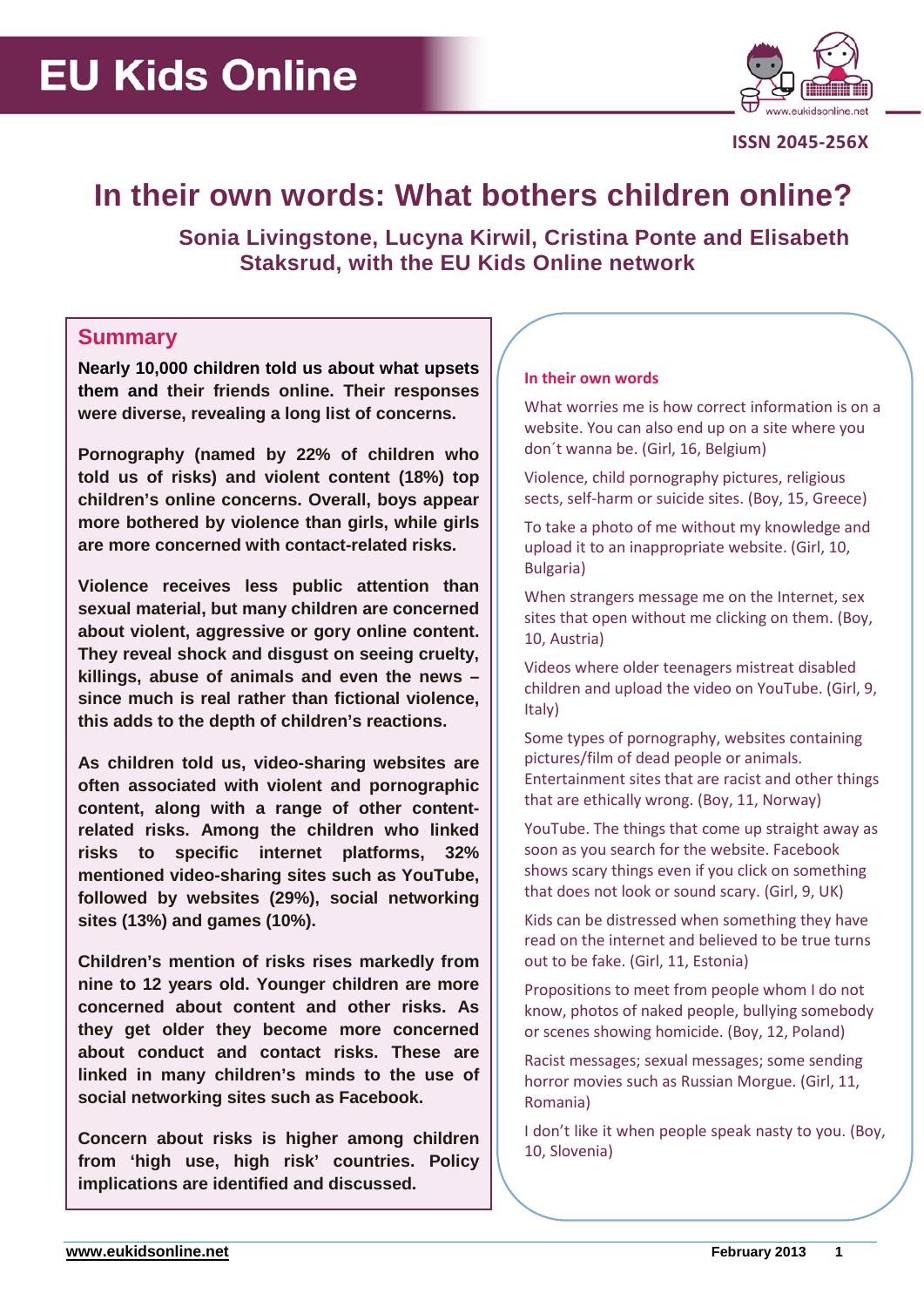# EU Kids Online

ISSN 2045-256X

# In their own words: What bothers children online?

### Sonia Livingstone, Lucyna Kirwil, Cristina Ponte and Elisabeth Staksrud, with the EU Kids Online network

## Summary

**Nearly 10,000 children told us about what upsets them and their friends online. Their responses were diverse, revealing a long list of concerns.**

**Pornography (named by 22% of children who told us of risks) and violent content (18%) top children's online concerns. Overall, boys appear more bothered by violence than girls, while girls are more concerned with contact-related risks.**

**Violence receives less public attention than sexual material, but many children are concerned about violent, aggressive or gory online content. They reveal shock and disgust on seeing cruelty, killings, abuse of animals and even the news – since much is real rather than fictional violence, this adds to the depth of children's reactions.**

**As children told us, video-sharing websites are often associated with violent and pornographic content, along with a range of other content-related risks. Among the children who linked risks to specific internet platforms, 32% mentioned video-sharing sites such as YouTube, followed by websites (29%), social networking sites (13%) and games (10%).**

**Children's mention of risks rises markedly from nine to 12 years old. Younger children are more concerned about content and other risks. As they get older they become more concerned about conduct and contact risks. These are linked in many children's minds to the use of social networking sites such as Facebook.**

**Concern about risks is higher among children from 'high use, high risk' countries. Policy implications are identified and discussed.**

### In their own words

What worries me is how correct information is on a website. You can also end up on a site where you don´t wanna be. (Girl, 16, Belgium)

Violence, child pornography pictures, religious sects, self-harm or suicide sites. (Boy, 15, Greece)

To take a photo of me without my knowledge and upload it to an inappropriate website. (Girl, 10, Bulgaria)

When strangers message me on the Internet, sex sites that open without me clicking on them. (Boy, 10, Austria)

Videos where older teenagers mistreat disabled children and upload the video on YouTube. (Girl, 9, Italy)

Some types of pornography, websites containing pictures/film of dead people or animals. Entertainment sites that are racist and other things that are ethically wrong. (Boy, 11, Norway)

YouTube. The things that come up straight away as soon as you search for the website. Facebook shows scary things even if you click on something that does not look or sound scary. (Girl, 9, UK)

Kids can be distressed when something they have read on the internet and believed to be true turns out to be fake. (Girl, 11, Estonia)

Propositions to meet from people whom I do not know, photos of naked people, bullying somebody or scenes showing homicide. (Boy, 12, Poland)

Racist messages; sexual messages; some sending horror movies such as Russian Morgue. (Girl, 11, Romania)

I don't like it when people speak nasty to you. (Boy, 10, Slovenia)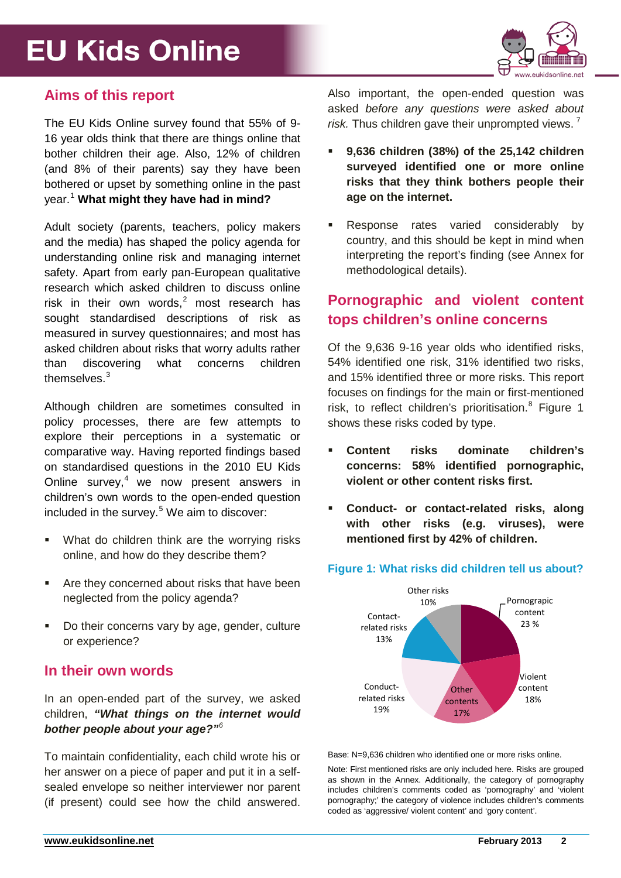## Aims of this report

The EU Kids Online survey found that 55% of 9-16 year olds think that there are things online that bother children their age. Also, 12% of children (and 8% of their parents) say they have been bothered or upset by something online in the past year.[1] **What might they have had in mind?**

Adult society (parents, teachers, policy makers and the media) has shaped the policy agenda for understanding online risk and managing internet safety. Apart from early pan-European qualitative research which asked children to discuss online risk in their own words,[2] most research has sought standardised descriptions of risk as measured in survey questionnaires; and most has asked children about risks that worry adults rather than discovering what concerns children themselves.[3]

Although children are sometimes consulted in policy processes, there are few attempts to explore their perceptions in a systematic or comparative way. Having reported findings based on standardised questions in the 2010 EU Kids Online survey,[4] we now present answers in children's own words to the open-ended question included in the survey.[5] We aim to discover:

- What do children think are the worrying risks online, and how do they describe them?
- Are they concerned about risks that have been neglected from the policy agenda?
- Do their concerns vary by age, gender, culture or experience?

## In their own words

In an open-ended part of the survey, we asked children, ***"What things on the internet would bother people about your age?"***[6]

To maintain confidentiality, each child wrote his or her answer on a piece of paper and put it in a self-sealed envelope so neither interviewer nor parent (if present) could see how the child answered.

Also important, the open-ended question was asked *before any questions were asked about risk.* Thus children gave their unprompted views.[7]

- **9,636 children (38%) of the 25,142 children surveyed identified one or more online risks that they think bothers people their age on the internet.**
- Response rates varied considerably by country, and this should be kept in mind when interpreting the report's finding (see Annex for methodological details).

## Pornographic and violent content tops children's online concerns

Of the 9,636 9-16 year olds who identified risks, 54% identified one risk, 31% identified two risks, and 15% identified three or more risks. This report focuses on findings for the main or first-mentioned risk, to reflect children's prioritisation.[8] Figure 1 shows these risks coded by type.

- **Content risks dominate children's concerns: 58% identified pornographic, violent or other content risks first.**
- **Conduct- or contact-related risks, along with other risks (e.g. viruses), were mentioned first by 42% of children.**

**Figure 1: What risks did children tell us about?**

| Risk | % |
|---|---|
| Pornograpic content | 23 % |
| Violent content | 18% |
| Other contents | 17% |
| Conduct-related risks | 19% |
| Contact-related risks | 13% |
| Other risks | 10% |

Base: N=9,636 children who identified one or more risks online.

Note: First mentioned risks are only included here. Risks are grouped as shown in the Annex. Additionally, the category of pornography includes children's comments coded as 'pornography' and 'violent pornography;' the category of violence includes children's comments coded as 'aggressive/ violent content' and 'gory content'.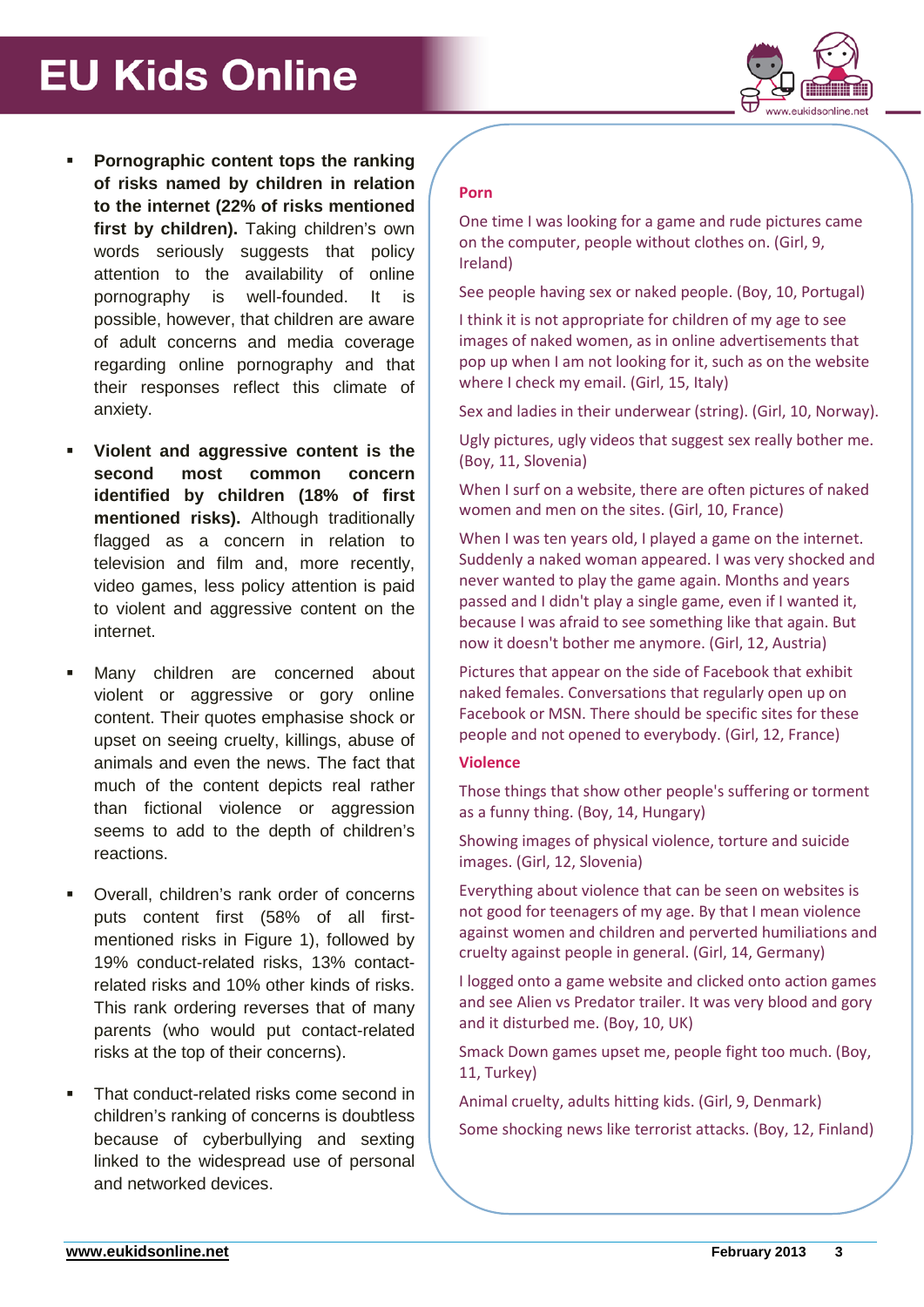- **Pornographic content tops the ranking of risks named by children in relation to the internet (22% of risks mentioned first by children).** Taking children's own words seriously suggests that policy attention to the availability of online pornography is well-founded. It is possible, however, that children are aware of adult concerns and media coverage regarding online pornography and that their responses reflect this climate of anxiety.

- **Violent and aggressive content is the second most common concern identified by children (18% of first mentioned risks).** Although traditionally flagged as a concern in relation to television and film and, more recently, video games, less policy attention is paid to violent and aggressive content on the internet.

- Many children are concerned about violent or aggressive or gory online content. Their quotes emphasise shock or upset on seeing cruelty, killings, abuse of animals and even the news. The fact that much of the content depicts real rather than fictional violence or aggression seems to add to the depth of children's reactions.

- Overall, children's rank order of concerns puts content first (58% of all first-mentioned risks in Figure 1), followed by 19% conduct-related risks, 13% contact-related risks and 10% other kinds of risks. This rank ordering reverses that of many parents (who would put contact-related risks at the top of their concerns).

- That conduct-related risks come second in children's ranking of concerns is doubtless because of cyberbullying and sexting linked to the widespread use of personal and networked devices.

**Porn**

One time I was looking for a game and rude pictures came on the computer, people without clothes on. (Girl, 9, Ireland)

See people having sex or naked people. (Boy, 10, Portugal)

I think it is not appropriate for children of my age to see images of naked women, as in online advertisements that pop up when I am not looking for it, such as on the website where I check my email. (Girl, 15, Italy)

Sex and ladies in their underwear (string). (Girl, 10, Norway).

Ugly pictures, ugly videos that suggest sex really bother me. (Boy, 11, Slovenia)

When I surf on a website, there are often pictures of naked women and men on the sites. (Girl, 10, France)

When I was ten years old, I played a game on the internet. Suddenly a naked woman appeared. I was very shocked and never wanted to play the game again. Months and years passed and I didn't play a single game, even if I wanted it, because I was afraid to see something like that again. But now it doesn't bother me anymore. (Girl, 12, Austria)

Pictures that appear on the side of Facebook that exhibit naked females. Conversations that regularly open up on Facebook or MSN. There should be specific sites for these people and not opened to everybody. (Girl, 12, France)

**Violence**

Those things that show other people's suffering or torment as a funny thing. (Boy, 14, Hungary)

Showing images of physical violence, torture and suicide images. (Girl, 12, Slovenia)

Everything about violence that can be seen on websites is not good for teenagers of my age. By that I mean violence against women and children and perverted humiliations and cruelty against people in general. (Girl, 14, Germany)

I logged onto a game website and clicked onto action games and see Alien vs Predator trailer. It was very blood and gory and it disturbed me. (Boy, 10, UK)

Smack Down games upset me, people fight too much. (Boy, 11, Turkey)

Animal cruelty, adults hitting kids. (Girl, 9, Denmark)

Some shocking news like terrorist attacks. (Boy, 12, Finland)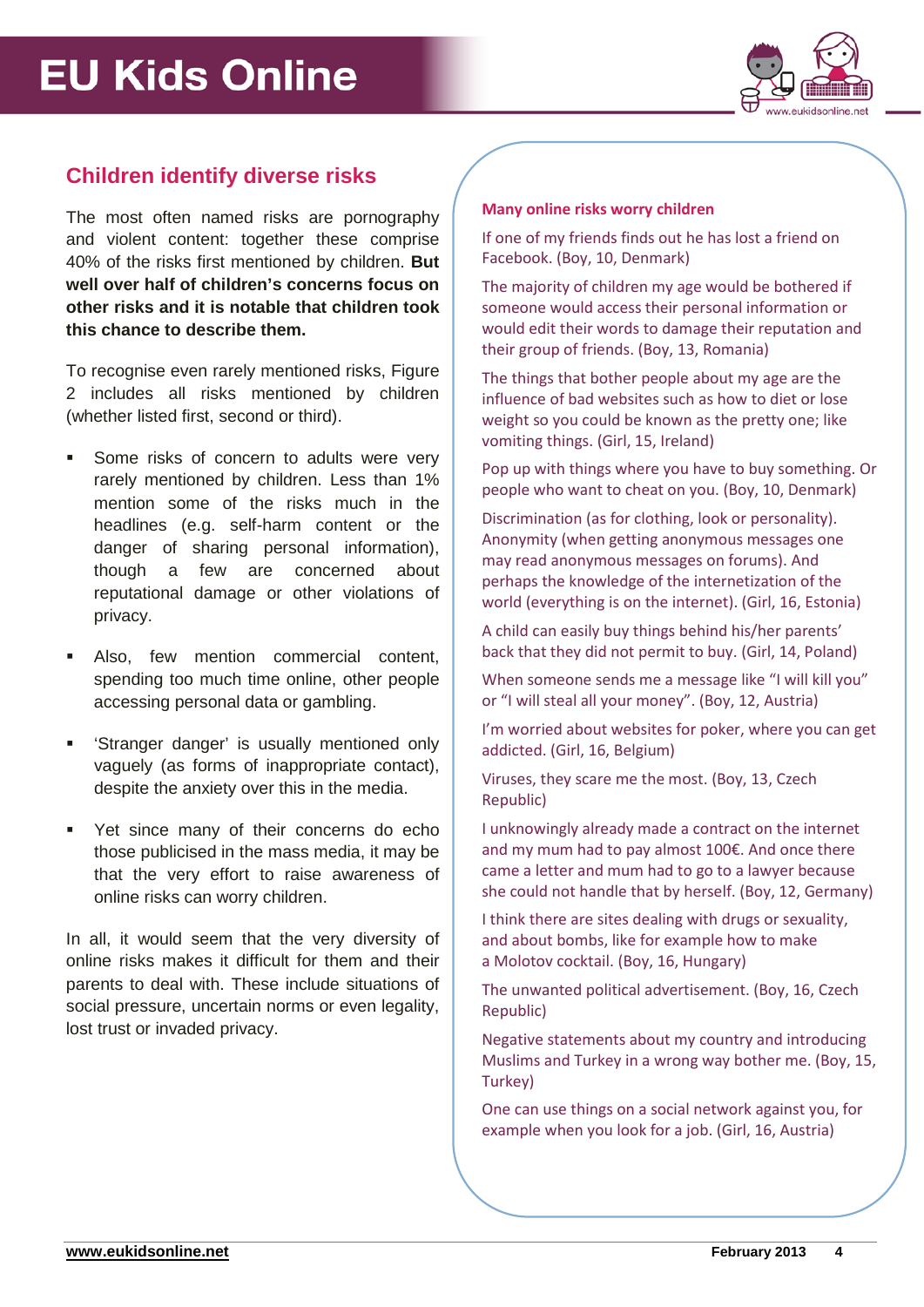## Children identify diverse risks

The most often named risks are pornography and violent content: together these comprise 40% of the risks first mentioned by children. **But well over half of children's concerns focus on other risks and it is notable that children took this chance to describe them.**

To recognise even rarely mentioned risks, Figure 2 includes all risks mentioned by children (whether listed first, second or third).

- Some risks of concern to adults were very rarely mentioned by children. Less than 1% mention some of the risks much in the headlines (e.g. self-harm content or the danger of sharing personal information), though a few are concerned about reputational damage or other violations of privacy.
- Also, few mention commercial content, spending too much time online, other people accessing personal data or gambling.
- 'Stranger danger' is usually mentioned only vaguely (as forms of inappropriate contact), despite the anxiety over this in the media.
- Yet since many of their concerns do echo those publicised in the mass media, it may be that the very effort to raise awareness of online risks can worry children.

In all, it would seem that the very diversity of online risks makes it difficult for them and their parents to deal with. These include situations of social pressure, uncertain norms or even legality, lost trust or invaded privacy.

**Many online risks worry children**

If one of my friends finds out he has lost a friend on Facebook. (Boy, 10, Denmark)

The majority of children my age would be bothered if someone would access their personal information or would edit their words to damage their reputation and their group of friends. (Boy, 13, Romania)

The things that bother people about my age are the influence of bad websites such as how to diet or lose weight so you could be known as the pretty one; like vomiting things. (Girl, 15, Ireland)

Pop up with things where you have to buy something. Or people who want to cheat on you. (Boy, 10, Denmark)

Discrimination (as for clothing, look or personality). Anonymity (when getting anonymous messages one may read anonymous messages on forums). And perhaps the knowledge of the internetization of the world (everything is on the internet). (Girl, 16, Estonia)

A child can easily buy things behind his/her parents' back that they did not permit to buy. (Girl, 14, Poland)

When someone sends me a message like "I will kill you" or "I will steal all your money". (Boy, 12, Austria)

I'm worried about websites for poker, where you can get addicted. (Girl, 16, Belgium)

Viruses, they scare me the most. (Boy, 13, Czech Republic)

I unknowingly already made a contract on the internet and my mum had to pay almost 100€. And once there came a letter and mum had to go to a lawyer because she could not handle that by herself. (Boy, 12, Germany)

I think there are sites dealing with drugs or sexuality, and about bombs, like for example how to make a Molotov cocktail. (Boy, 16, Hungary)

The unwanted political advertisement. (Boy, 16, Czech Republic)

Negative statements about my country and introducing Muslims and Turkey in a wrong way bother me. (Boy, 15, Turkey)

One can use things on a social network against you, for example when you look for a job. (Girl, 16, Austria)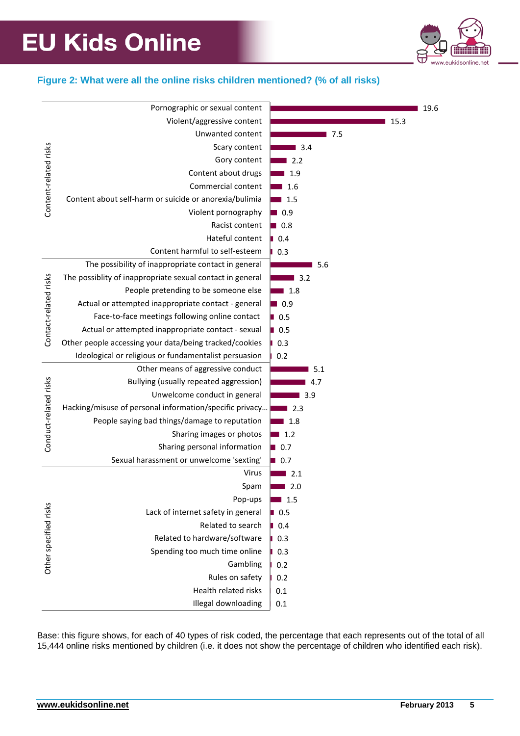**Figure 2: What were all the online risks children mentioned? (% of all risks)**

| Category | Risk | % |
|---|---|---|
| Content-related risks | Pornographic or sexual content | 19.6 |
| | Violent/aggressive content | 15.3 |
| | Unwanted content | 7.5 |
| | Scary content | 3.4 |
| | Gory content | 2.2 |
| | Content about drugs | 1.9 |
| | Commercial content | 1.6 |
| | Content about self-harm or suicide or anorexia/bulimia | 1.5 |
| | Violent pornography | 0.9 |
| | Racist content | 0.8 |
| | Hateful content | 0.4 |
| | Content harmful to self-esteem | 0.3 |
| Contact-related risks | The possibility of inappropriate contact in general | 5.6 |
| | The possiblity of inappropriate sexual contact in general | 3.2 |
| | People pretending to be someone else | 1.8 |
| | Actual or attempted inappropriate contact - general | 0.9 |
| | Face-to-face meetings following online contact | 0.5 |
| | Actual or attempted inappropriate contact - sexual | 0.5 |
| | Other people accessing your data/being tracked/cookies | 0.3 |
| | Ideological or religious or fundamentalist persuasion | 0.2 |
| Conduct-related risks | Other means of aggressive conduct | 5.1 |
| | Bullying (usually repeated aggression) | 4.7 |
| | Unwelcome conduct in general | 3.9 |
| | Hacking/misuse of personal information/specific privacy... | 2.3 |
| | People saying bad things/damage to reputation | 1.8 |
| | Sharing images or photos | 1.2 |
| | Sharing personal information | 0.7 |
| | Sexual harassment or unwelcome 'sexting' | 0.7 |
| Other specified risks | Virus | 2.1 |
| | Spam | 2.0 |
| | Pop-ups | 1.5 |
| | Lack of internet safety in general | 0.5 |
| | Related to search | 0.4 |
| | Related to hardware/software | 0.3 |
| | Spending too much time online | 0.3 |
| | Gambling | 0.2 |
| | Rules on safety | 0.2 |
| | Health related risks | 0.1 |
| | Illegal downloading | 0.1 |

Base: this figure shows, for each of 40 types of risk coded, the percentage that each represents out of the total of all 15,444 online risks mentioned by children (i.e. it does not show the percentage of children who identified each risk).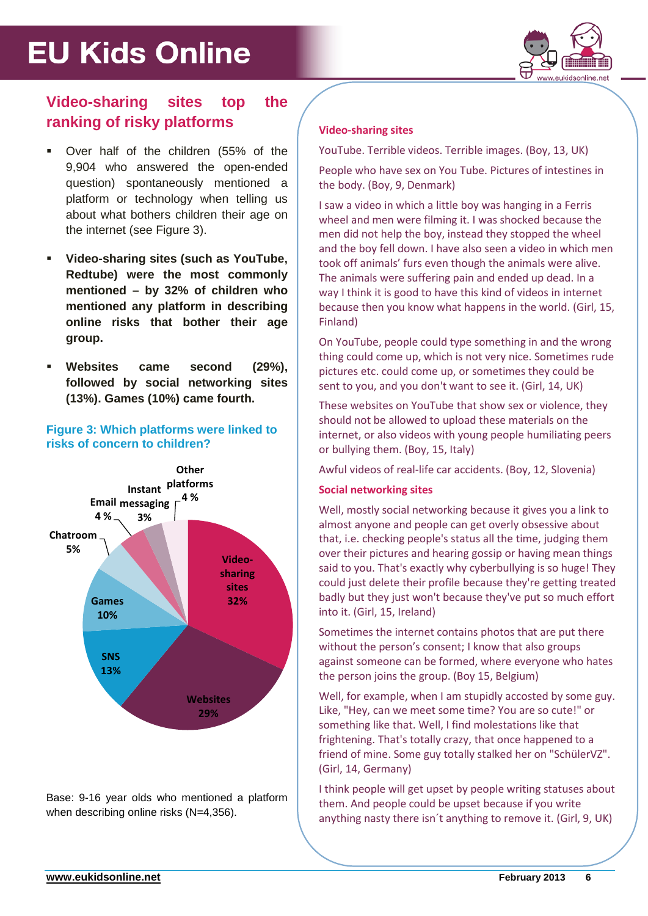## Video-sharing sites top the ranking of risky platforms

- Over half of the children (55% of the 9,904 who answered the open-ended question) spontaneously mentioned a platform or technology when telling us about what bothers children their age on the internet (see Figure 3).
- **Video-sharing sites (such as YouTube, Redtube) were the most commonly mentioned – by 32% of children who mentioned any platform in describing online risks that bother their age group.**
- **Websites came second (29%), followed by social networking sites (13%). Games (10%) came fourth.**

**Figure 3: Which platforms were linked to risks of concern to children?**

| Platform | % |
|---|---|
| Video-sharing sites | 32% |
| Websites | 29% |
| SNS | 13% |
| Games | 10% |
| Chatroom | 5% |
| Email | 4 % |
| Instant messaging | 3% |
| Other platforms | 4 % |

Base: 9-16 year olds who mentioned a platform when describing online risks (N=4,356).

**Video-sharing sites**

YouTube. Terrible videos. Terrible images. (Boy, 13, UK)

People who have sex on You Tube. Pictures of intestines in the body. (Boy, 9, Denmark)

I saw a video in which a little boy was hanging in a Ferris wheel and men were filming it. I was shocked because the men did not help the boy, instead they stopped the wheel and the boy fell down. I have also seen a video in which men took off animals' furs even though the animals were alive. The animals were suffering pain and ended up dead. In a way I think it is good to have this kind of videos in internet because then you know what happens in the world. (Girl, 15, Finland)

On YouTube, people could type something in and the wrong thing could come up, which is not very nice. Sometimes rude pictures etc. could come up, or sometimes they could be sent to you, and you don't want to see it. (Girl, 14, UK)

These websites on YouTube that show sex or violence, they should not be allowed to upload these materials on the internet, or also videos with young people humiliating peers or bullying them. (Boy, 15, Italy)

Awful videos of real-life car accidents. (Boy, 12, Slovenia)

**Social networking sites**

Well, mostly social networking because it gives you a link to almost anyone and people can get overly obsessive about that, i.e. checking people's status all the time, judging them over their pictures and hearing gossip or having mean things said to you. That's exactly why cyberbullying is so huge! They could just delete their profile because they're getting treated badly but they just won't because they've put so much effort into it. (Girl, 15, Ireland)

Sometimes the internet contains photos that are put there without the person's consent; I know that also groups against someone can be formed, where everyone who hates the person joins the group. (Boy 15, Belgium)

Well, for example, when I am stupidly accosted by some guy. Like, "Hey, can we meet some time? You are so cute!" or something like that. Well, I find molestations like that frightening. That's totally crazy, that once happened to a friend of mine. Some guy totally stalked her on "SchülerVZ". (Girl, 14, Germany)

I think people will get upset by people writing statuses about them. And people could be upset because if you write anything nasty there isn´t anything to remove it. (Girl, 9, UK)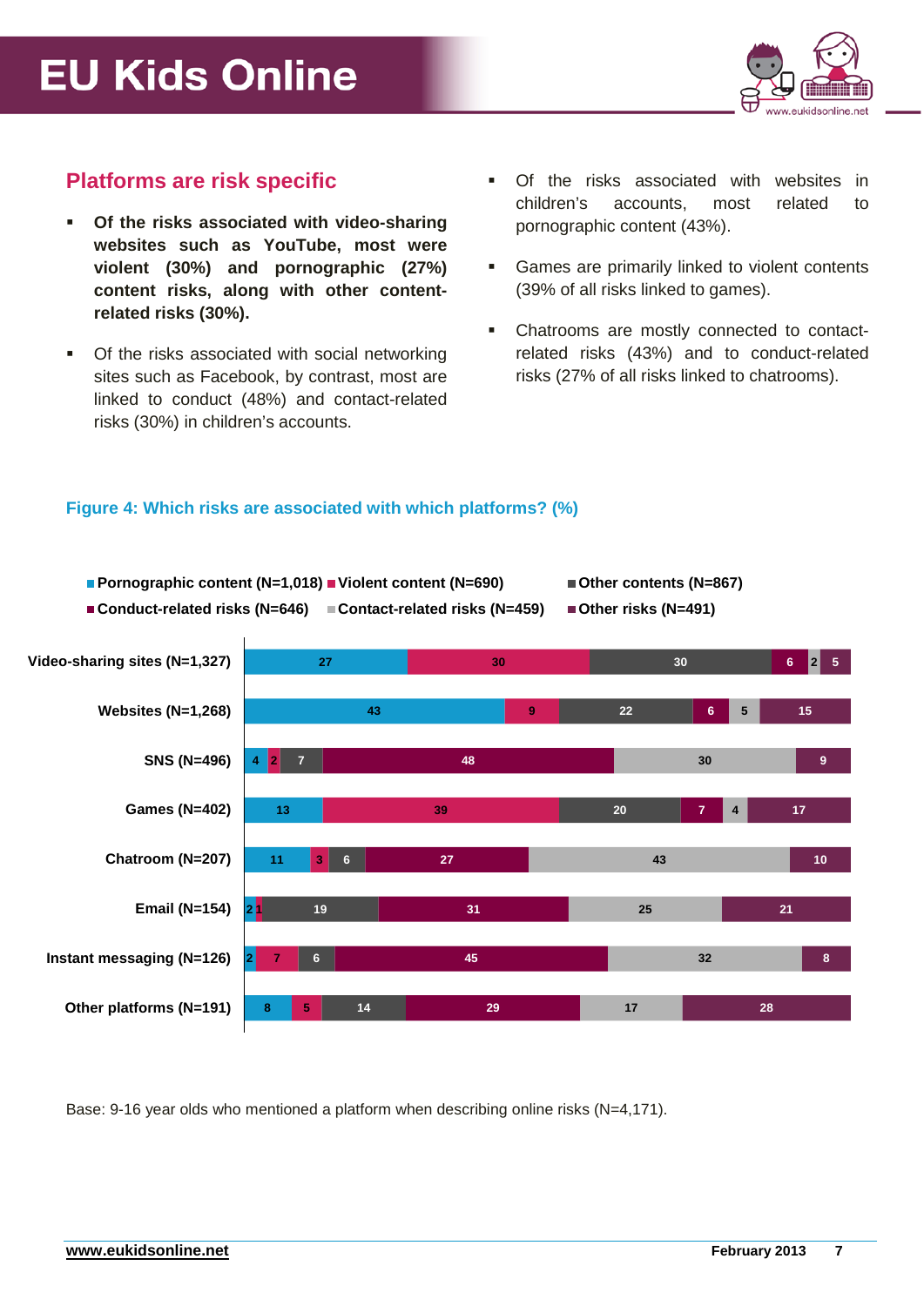## Platforms are risk specific

- **Of the risks associated with video-sharing websites such as YouTube, most were violent (30%) and pornographic (27%) content risks, along with other content-related risks (30%).**
- Of the risks associated with social networking sites such as Facebook, by contrast, most are linked to conduct (48%) and contact-related risks (30%) in children's accounts.
- Of the risks associated with websites in children's accounts, most related to pornographic content (43%).
- Games are primarily linked to violent contents (39% of all risks linked to games).
- Chatrooms are mostly connected to contact-related risks (43%) and to conduct-related risks (27% of all risks linked to chatrooms).

**Figure 4: Which risks are associated with which platforms? (%)**

| Platform | Pornographic content (N=1,018) | Violent content (N=690) | Other contents (N=867) | Conduct-related risks (N=646) | Contact-related risks (N=459) | Other risks (N=491) |
|---|---|---|---|---|---|---|
| Video-sharing sites (N=1,327) | 27 | 30 | 30 | 6 | 2 | 5 |
| Websites (N=1,268) | 43 | 9 | 22 | 6 | 5 | 15 |
| SNS (N=496) | 4 | 2 | 7 | 48 | 30 | 9 |
| Games (N=402) | 13 | 39 | 20 | 7 | 4 | 17 |
| Chatroom (N=207) | 11 | 3 | 6 | 27 | 43 | 10 |
| Email (N=154) | 2 | 1 | 19 | 31 | 25 | 21 |
| Instant messaging (N=126) | 2 | 7 | 6 | 45 | 32 | 8 |
| Other platforms (N=191) | 8 | 5 | 14 | 29 | 17 | 28 |

Base: 9-16 year olds who mentioned a platform when describing online risks (N=4,171).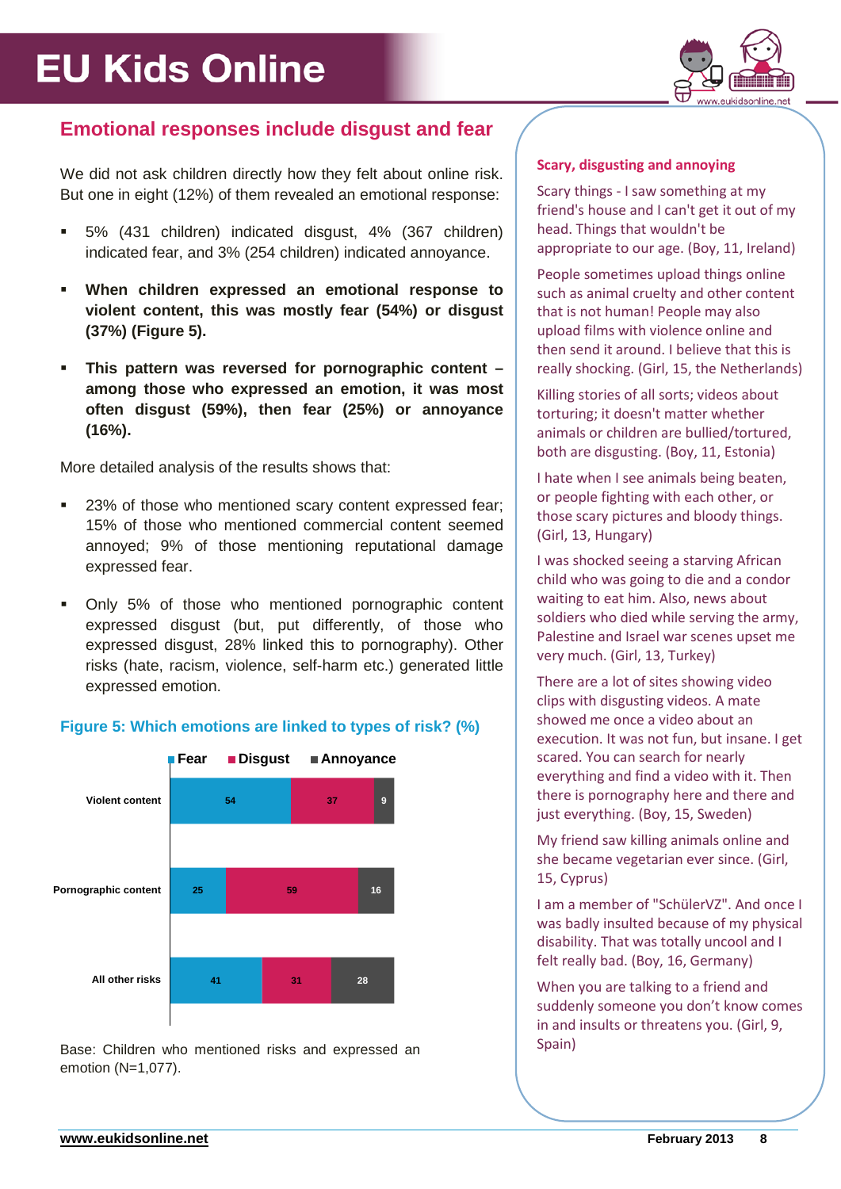## Emotional responses include disgust and fear

We did not ask children directly how they felt about online risk. But one in eight (12%) of them revealed an emotional response:

- 5% (431 children) indicated disgust, 4% (367 children) indicated fear, and 3% (254 children) indicated annoyance.
- **When children expressed an emotional response to violent content, this was mostly fear (54%) or disgust (37%) (Figure 5).**
- **This pattern was reversed for pornographic content – among those who expressed an emotion, it was most often disgust (59%), then fear (25%) or annoyance (16%).**

More detailed analysis of the results shows that:

- 23% of those who mentioned scary content expressed fear; 15% of those who mentioned commercial content seemed annoyed; 9% of those mentioning reputational damage expressed fear.
- Only 5% of those who mentioned pornographic content expressed disgust (but, put differently, of those who expressed disgust, 28% linked this to pornography). Other risks (hate, racism, violence, self-harm etc.) generated little expressed emotion.

**Figure 5: Which emotions are linked to types of risk? (%)**

| | Fear | Disgust | Annoyance |
|---|---|---|---|
| Violent content | 54 | 37 | 9 |
| Pornographic content | 25 | 59 | 16 |
| All other risks | 41 | 31 | 28 |

Base: Children who mentioned risks and expressed an emotion (N=1,077).

**Scary, disgusting and annoying**

Scary things - I saw something at my friend's house and I can't get it out of my head. Things that wouldn't be appropriate to our age. (Boy, 11, Ireland)

People sometimes upload things online such as animal cruelty and other content that is not human! People may also upload films with violence online and then send it around. I believe that this is really shocking. (Girl, 15, the Netherlands)

Killing stories of all sorts; videos about torturing; it doesn't matter whether animals or children are bullied/tortured, both are disgusting. (Boy, 11, Estonia)

I hate when I see animals being beaten, or people fighting with each other, or those scary pictures and bloody things. (Girl, 13, Hungary)

I was shocked seeing a starving African child who was going to die and a condor waiting to eat him. Also, news about soldiers who died while serving the army, Palestine and Israel war scenes upset me very much. (Girl, 13, Turkey)

There are a lot of sites showing video clips with disgusting videos. A mate showed me once a video about an execution. It was not fun, but insane. I get scared. You can search for nearly everything and find a video with it. Then there is pornography here and there and just everything. (Boy, 15, Sweden)

My friend saw killing animals online and she became vegetarian ever since. (Girl, 15, Cyprus)

I am a member of "SchülerVZ". And once I was badly insulted because of my physical disability. That was totally uncool and I felt really bad. (Boy, 16, Germany)

When you are talking to a friend and suddenly someone you don't know comes in and insults or threatens you. (Girl, 9, Spain)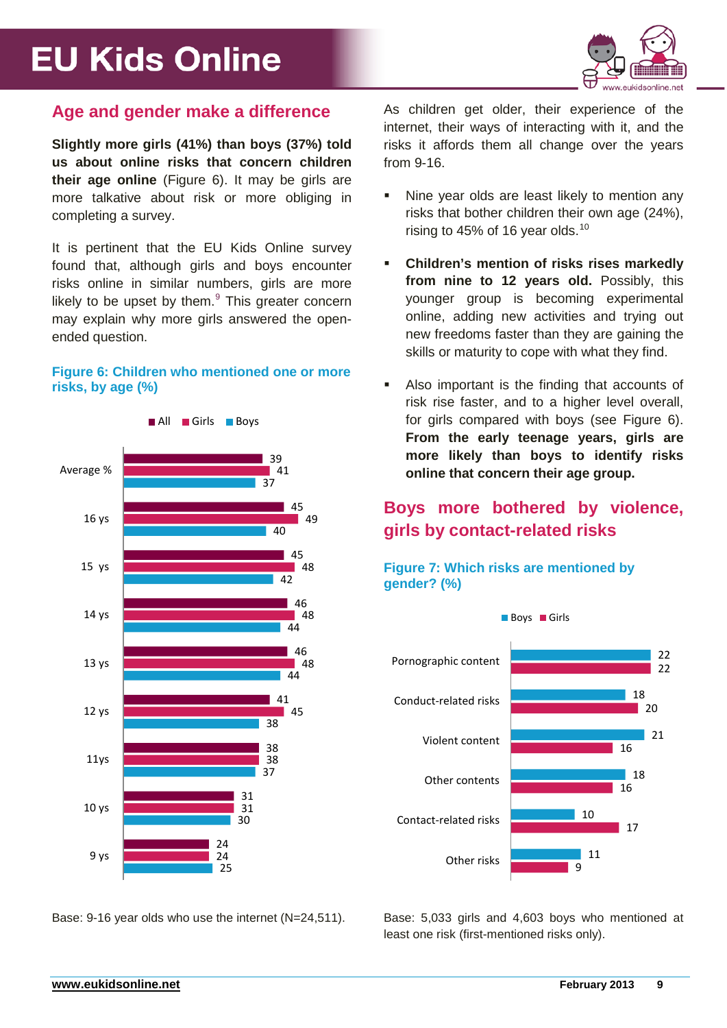## Age and gender make a difference

**Slightly more girls (41%) than boys (37%) told us about online risks that concern children their age online** (Figure 6). It may be girls are more talkative about risk or more obliging in completing a survey.

It is pertinent that the EU Kids Online survey found that, although girls and boys encounter risks online in similar numbers, girls are more likely to be upset by them.[9] This greater concern may explain why more girls answered the open-ended question.

**Figure 6: Children who mentioned one or more risks, by age (%)**

| | All | Girls | Boys |
|---|---|---|---|
| Average % | 39 | 41 | 37 |
| 16 ys | 45 | 49 | 40 |
| 15 ys | 45 | 48 | 42 |
| 14 ys | 46 | 48 | 44 |
| 13 ys | 46 | 48 | 44 |
| 12 ys | 41 | 45 | 38 |
| 11ys | 38 | 38 | 37 |
| 10 ys | 31 | 31 | 30 |
| 9 ys | 24 | 24 | 25 |

Base: 9-16 year olds who use the internet (N=24,511).

As children get older, their experience of the internet, their ways of interacting with it, and the risks it affords them all change over the years from 9-16.

- Nine year olds are least likely to mention any risks that bother children their own age (24%), rising to 45% of 16 year olds.[10]
- **Children's mention of risks rises markedly from nine to 12 years old.** Possibly, this younger group is becoming experimental online, adding new activities and trying out new freedoms faster than they are gaining the skills or maturity to cope with what they find.
- Also important is the finding that accounts of risk rise faster, and to a higher level overall, for girls compared with boys (see Figure 6). **From the early teenage years, girls are more likely than boys to identify risks online that concern their age group.**

## Boys more bothered by violence, girls by contact-related risks

**Figure 7: Which risks are mentioned by gender? (%)**

| | Boys | Girls |
|---|---|---|
| Pornographic content | 22 | 22 |
| Conduct-related risks | 18 | 20 |
| Violent content | 21 | 16 |
| Other contents | 18 | 16 |
| Contact-related risks | 10 | 17 |
| Other risks | 11 | 9 |

Base: 5,033 girls and 4,603 boys who mentioned at least one risk (first-mentioned risks only).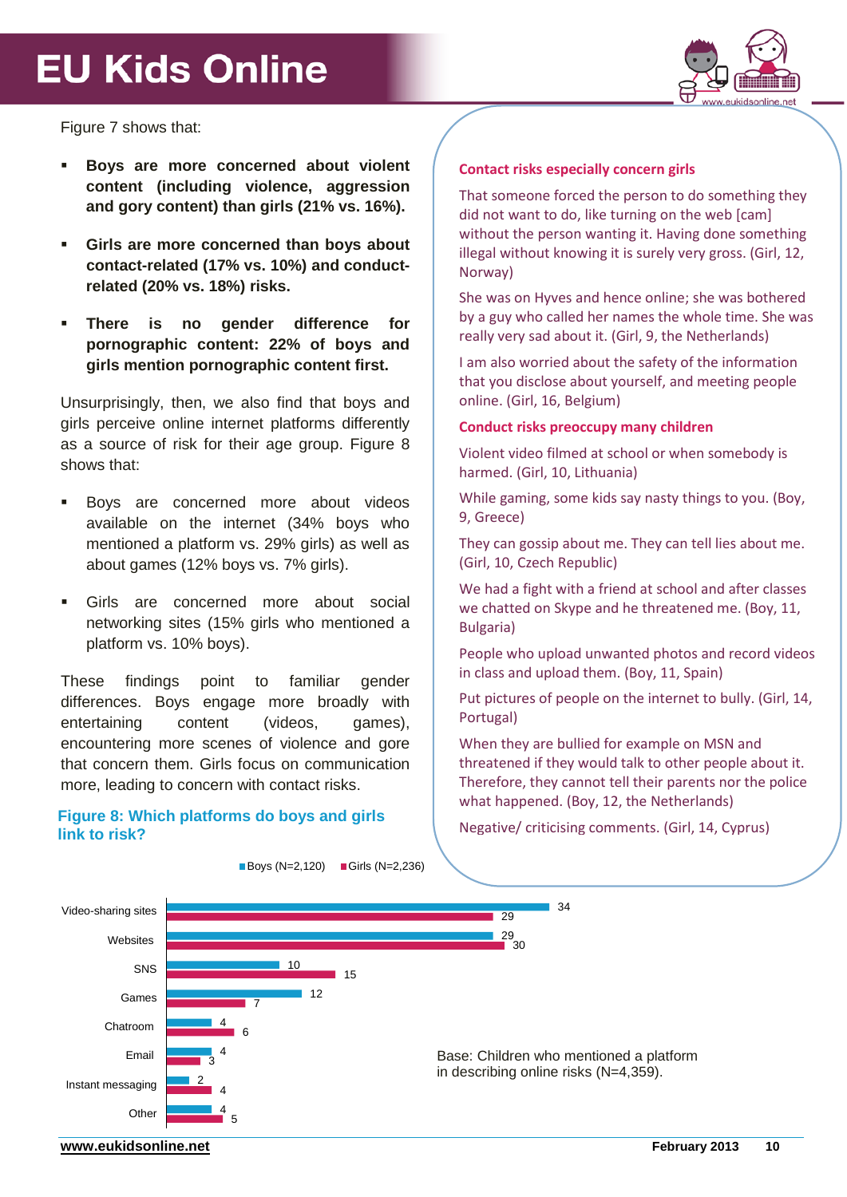Figure 7 shows that:

- **Boys are more concerned about violent content (including violence, aggression and gory content) than girls (21% vs. 16%).**
- **Girls are more concerned than boys about contact-related (17% vs. 10%) and conduct-related (20% vs. 18%) risks.**
- **There is no gender difference for pornographic content: 22% of boys and girls mention pornographic content first.**

Unsurprisingly, then, we also find that boys and girls perceive online internet platforms differently as a source of risk for their age group. Figure 8 shows that:

- Boys are concerned more about videos available on the internet (34% boys who mentioned a platform vs. 29% girls) as well as about games (12% boys vs. 7% girls).
- Girls are concerned more about social networking sites (15% girls who mentioned a platform vs. 10% boys).

These findings point to familiar gender differences. Boys engage more broadly with entertaining content (videos, games), encountering more scenes of violence and gore that concern them. Girls focus on communication more, leading to concern with contact risks.

### Contact risks especially concern girls

That someone forced the person to do something they did not want to do, like turning on the web [cam] without the person wanting it. Having done something illegal without knowing it is surely very gross. (Girl, 12, Norway)

She was on Hyves and hence online; she was bothered by a guy who called her names the whole time. She was really very sad about it. (Girl, 9, the Netherlands)

I am also worried about the safety of the information that you disclose about yourself, and meeting people online. (Girl, 16, Belgium)

### Conduct risks preoccupy many children

Violent video filmed at school or when somebody is harmed. (Girl, 10, Lithuania)

While gaming, some kids say nasty things to you. (Boy, 9, Greece)

They can gossip about me. They can tell lies about me. (Girl, 10, Czech Republic)

We had a fight with a friend at school and after classes we chatted on Skype and he threatened me. (Boy, 11, Bulgaria)

People who upload unwanted photos and record videos in class and upload them. (Boy, 11, Spain)

Put pictures of people on the internet to bully. (Girl, 14, Portugal)

When they are bullied for example on MSN and threatened if they would talk to other people about it. Therefore, they cannot tell their parents nor the police what happened. (Boy, 12, the Netherlands)

Negative/ criticising comments. (Girl, 14, Cyprus)

**Figure 8: Which platforms do boys and girls link to risk?**

| Platform | Boys (N=2,120) | Girls (N=2,236) |
|---|---|---|
| Video-sharing sites | 34 | 29 |
| Websites | 29 | 30 |
| SNS | 10 | 15 |
| Games | 12 | 7 |
| Chatroom | 4 | 6 |
| Email | 4 | 3 |
| Instant messaging | 2 | 4 |
| Other | 4 | 5 |

Base: Children who mentioned a platform in describing online risks (N=4,359).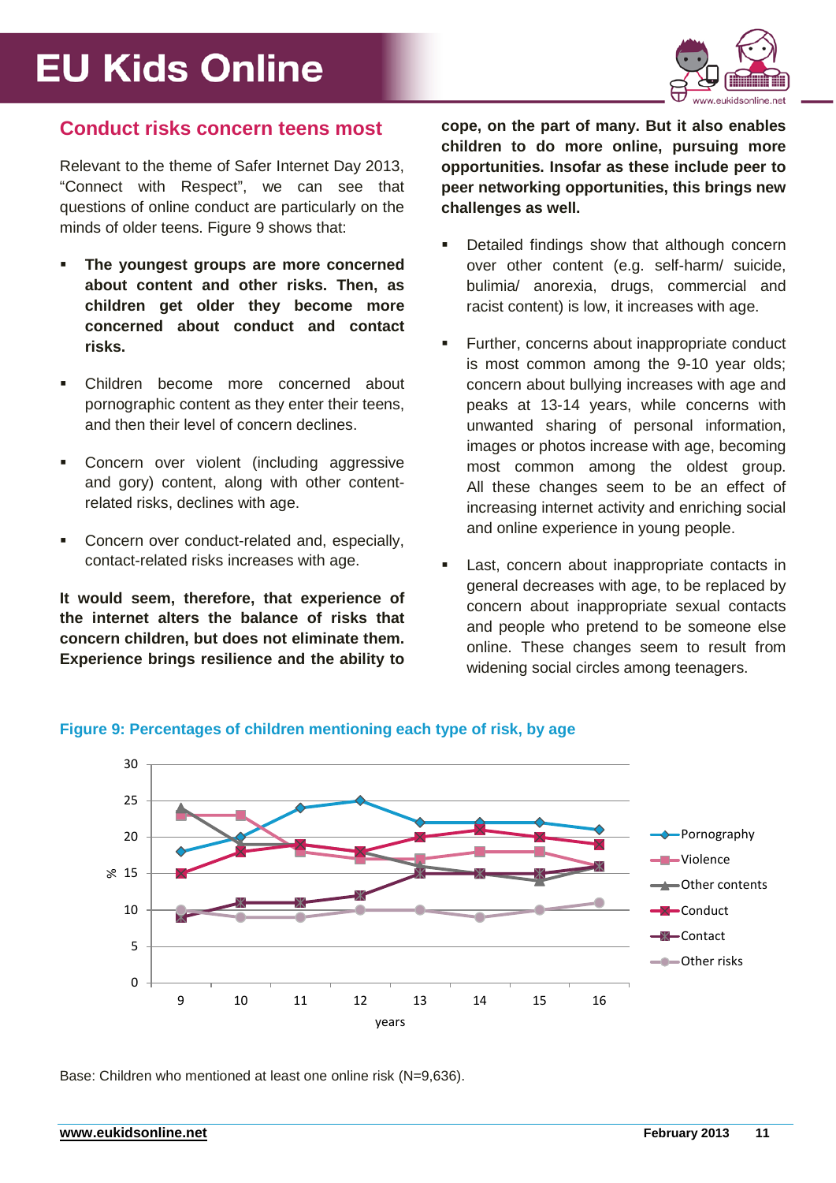## Conduct risks concern teens most

Relevant to the theme of Safer Internet Day 2013, "Connect with Respect", we can see that questions of online conduct are particularly on the minds of older teens. Figure 9 shows that:

- **The youngest groups are more concerned about content and other risks. Then, as children get older they become more concerned about conduct and contact risks.**
- Children become more concerned about pornographic content as they enter their teens, and then their level of concern declines.
- Concern over violent (including aggressive and gory) content, along with other content-related risks, declines with age.
- Concern over conduct-related and, especially, contact-related risks increases with age.

**It would seem, therefore, that experience of the internet alters the balance of risks that concern children, but does not eliminate them. Experience brings resilience and the ability to cope, on the part of many. But it also enables children to do more online, pursuing more opportunities. Insofar as these include peer to peer networking opportunities, this brings new challenges as well.**

- Detailed findings show that although concern over other content (e.g. self-harm/ suicide, bulimia/ anorexia, drugs, commercial and racist content) is low, it increases with age.
- Further, concerns about inappropriate conduct is most common among the 9-10 year olds; concern about bullying increases with age and peaks at 13-14 years, while concerns with unwanted sharing of personal information, images or photos increase with age, becoming most common among the oldest group. All these changes seem to be an effect of increasing internet activity and enriching social and online experience in young people.
- Last, concern about inappropriate contacts in general decreases with age, to be replaced by concern about inappropriate sexual contacts and people who pretend to be someone else online. These changes seem to result from widening social circles among teenagers.

**Figure 9: Percentages of children mentioning each type of risk, by age**

| years | 9 | 10 | 11 | 12 | 13 | 14 | 15 | 16 |
|---|---|---|---|---|---|---|---|---|
| Pornography | 18 | 20 | 24 | 25 | 22 | 22 | 22 | 21 |
| Violence | 23 | 23 | 18 | 17 | 17 | 18 | 18 | 16 |
| Other contents | 24 | 19 | 19 | 18 | 16 | 15 | 14 | 16 |
| Conduct | 15 | 18 | 19 | 18 | 20 | 21 | 20 | 19 |
| Contact | 9 | 11 | 11 | 12 | 15 | 15 | 15 | 16 |
| Other risks | 10 | 9 | 9 | 10 | 10 | 9 | 10 | 11 |

Base: Children who mentioned at least one online risk (N=9,636).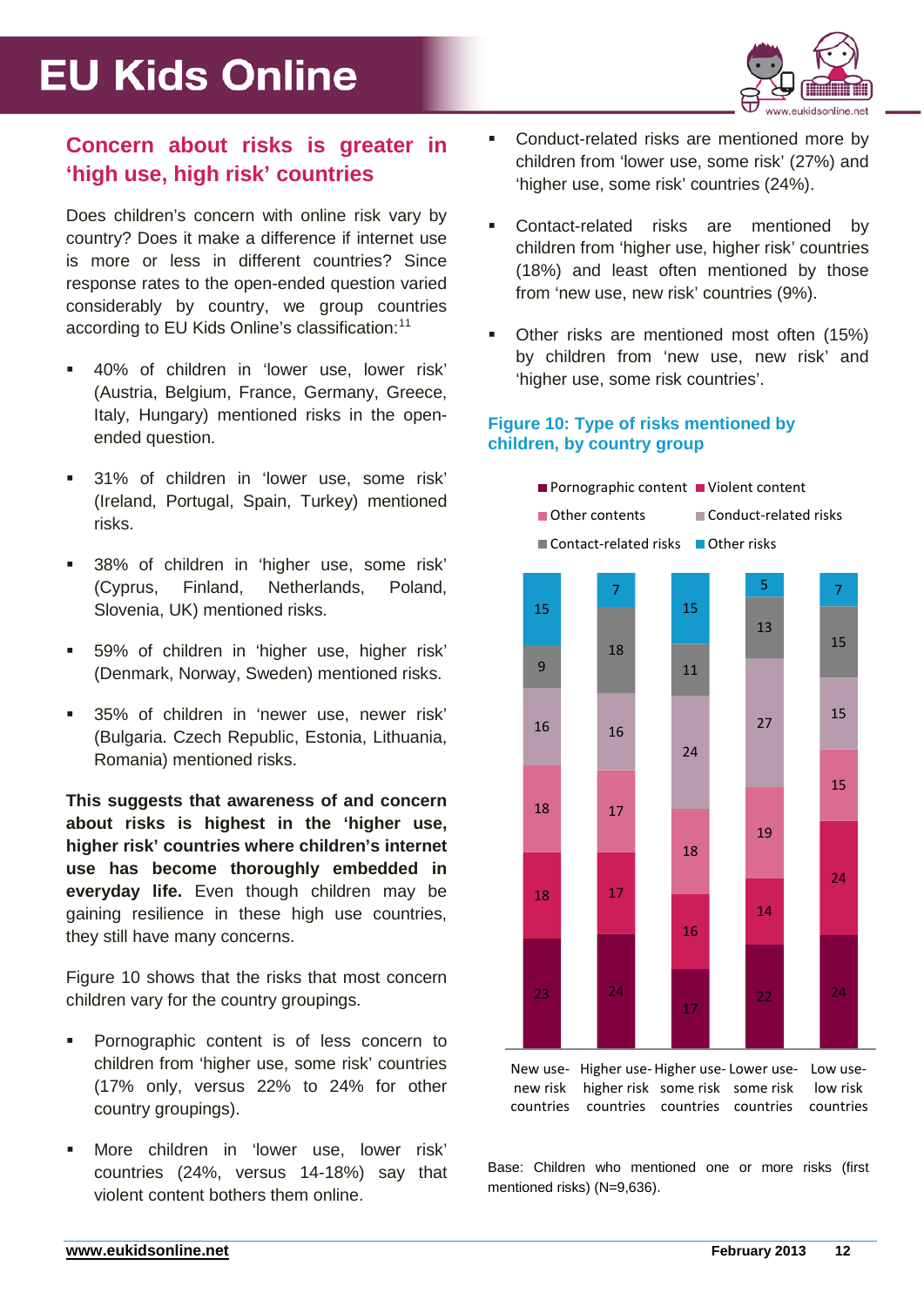## Concern about risks is greater in 'high use, high risk' countries

Does children's concern with online risk vary by country? Does it make a difference if internet use is more or less in different countries? Since response rates to the open-ended question varied considerably by country, we group countries according to EU Kids Online's classification:[11]

- 40% of children in 'lower use, lower risk' (Austria, Belgium, France, Germany, Greece, Italy, Hungary) mentioned risks in the open-ended question.
- 31% of children in 'lower use, some risk' (Ireland, Portugal, Spain, Turkey) mentioned risks.
- 38% of children in 'higher use, some risk' (Cyprus, Finland, Netherlands, Poland, Slovenia, UK) mentioned risks.
- 59% of children in 'higher use, higher risk' (Denmark, Norway, Sweden) mentioned risks.
- 35% of children in 'newer use, newer risk' (Bulgaria. Czech Republic, Estonia, Lithuania, Romania) mentioned risks.

**This suggests that awareness of and concern about risks is highest in the 'higher use, higher risk' countries where children's internet use has become thoroughly embedded in everyday life.** Even though children may be gaining resilience in these high use countries, they still have many concerns.

Figure 10 shows that the risks that most concern children vary for the country groupings.

- Pornographic content is of less concern to children from 'higher use, some risk' countries (17% only, versus 22% to 24% for other country groupings).
- More children in 'lower use, lower risk' countries (24%, versus 14-18%) say that violent content bothers them online.
- Conduct-related risks are mentioned more by children from 'lower use, some risk' (27%) and 'higher use, some risk' countries (24%).
- Contact-related risks are mentioned by children from 'higher use, higher risk' countries (18%) and least often mentioned by those from 'new use, new risk' countries (9%).
- Other risks are mentioned most often (15%) by children from 'new use, new risk' and 'higher use, some risk countries'.

**Figure 10: Type of risks mentioned by children, by country group**

| | New use-new risk countries | Higher use-higher risk countries | Higher use-some risk countries | Lower use-some risk countries | Low use-low risk countries |
|---|---|---|---|---|---|
| Pornographic content | 23 | 24 | 17 | 22 | 24 |
| Violent content | 18 | 17 | 16 | 14 | 24 |
| Other contents | 18 | 17 | 18 | 19 | 15 |
| Conduct-related risks | 16 | 16 | 24 | 27 | 15 |
| Contact-related risks | 9 | 18 | 11 | 13 | 15 |
| Other risks | 15 | 7 | 15 | 5 | 7 |

Base: Children who mentioned one or more risks (first mentioned risks) (N=9,636).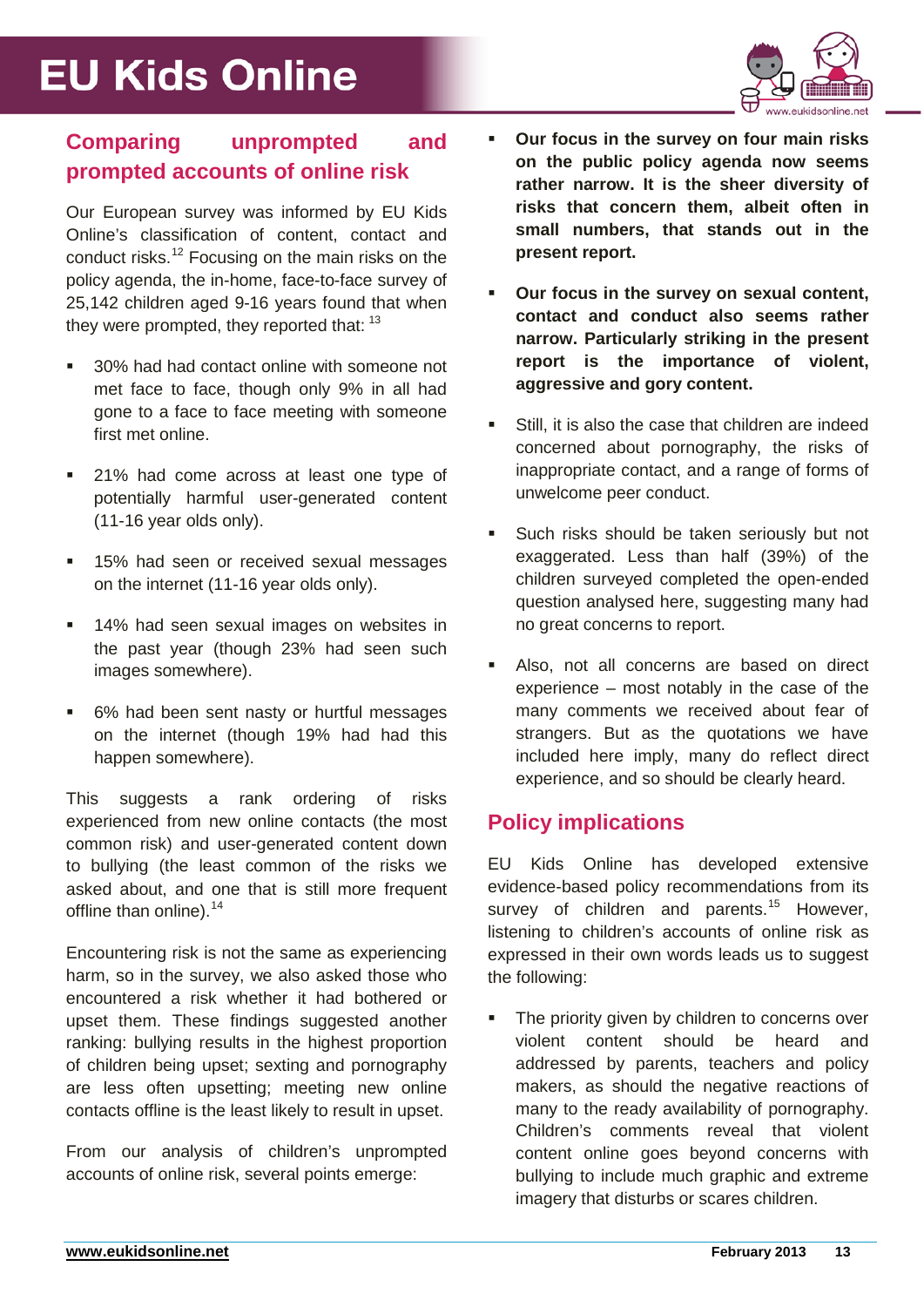## Comparing unprompted and prompted accounts of online risk

Our European survey was informed by EU Kids Online's classification of content, contact and conduct risks.[12] Focusing on the main risks on the policy agenda, the in-home, face-to-face survey of 25,142 children aged 9-16 years found that when they were prompted, they reported that: [13]

- 30% had had contact online with someone not met face to face, though only 9% in all had gone to a face to face meeting with someone first met online.
- 21% had come across at least one type of potentially harmful user-generated content (11-16 year olds only).
- 15% had seen or received sexual messages on the internet (11-16 year olds only).
- 14% had seen sexual images on websites in the past year (though 23% had seen such images somewhere).
- 6% had been sent nasty or hurtful messages on the internet (though 19% had had this happen somewhere).

This suggests a rank ordering of risks experienced from new online contacts (the most common risk) and user-generated content down to bullying (the least common of the risks we asked about, and one that is still more frequent offline than online).[14]

Encountering risk is not the same as experiencing harm, so in the survey, we also asked those who encountered a risk whether it had bothered or upset them. These findings suggested another ranking: bullying results in the highest proportion of children being upset; sexting and pornography are less often upsetting; meeting new online contacts offline is the least likely to result in upset.

From our analysis of children's unprompted accounts of online risk, several points emerge:

- **Our focus in the survey on four main risks on the public policy agenda now seems rather narrow. It is the sheer diversity of risks that concern them, albeit often in small numbers, that stands out in the present report.**
- **Our focus in the survey on sexual content, contact and conduct also seems rather narrow. Particularly striking in the present report is the importance of violent, aggressive and gory content.**
- Still, it is also the case that children are indeed concerned about pornography, the risks of inappropriate contact, and a range of forms of unwelcome peer conduct.
- Such risks should be taken seriously but not exaggerated. Less than half (39%) of the children surveyed completed the open-ended question analysed here, suggesting many had no great concerns to report.
- Also, not all concerns are based on direct experience – most notably in the case of the many comments we received about fear of strangers. But as the quotations we have included here imply, many do reflect direct experience, and so should be clearly heard.

## Policy implications

EU Kids Online has developed extensive evidence-based policy recommendations from its survey of children and parents.[15] However, listening to children's accounts of online risk as expressed in their own words leads us to suggest the following:

- The priority given by children to concerns over violent content should be heard and addressed by parents, teachers and policy makers, as should the negative reactions of many to the ready availability of pornography. Children's comments reveal that violent content online goes beyond concerns with bullying to include much graphic and extreme imagery that disturbs or scares children.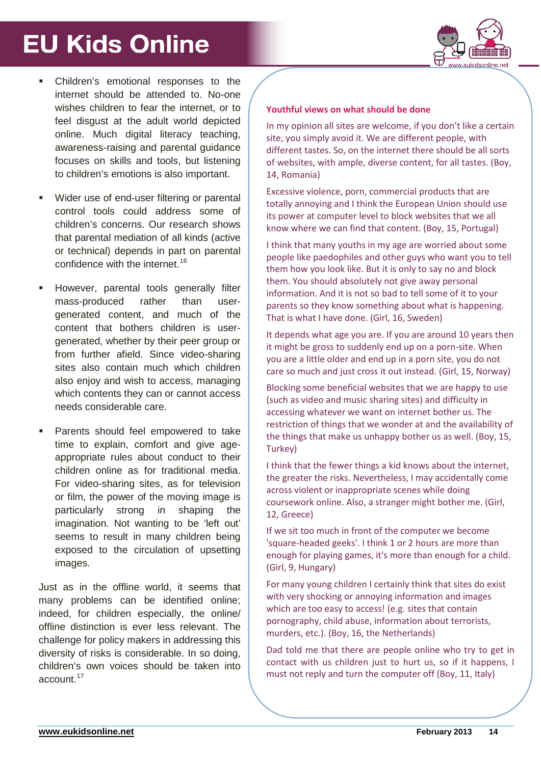- Children's emotional responses to the internet should be attended to. No-one wishes children to fear the internet, or to feel disgust at the adult world depicted online. Much digital literacy teaching, awareness-raising and parental guidance focuses on skills and tools, but listening to children's emotions is also important.

- Wider use of end-user filtering or parental control tools could address some of children's concerns. Our research shows that parental mediation of all kinds (active or technical) depends in part on parental confidence with the internet.[16]

- However, parental tools generally filter mass-produced rather than user-generated content, and much of the content that bothers children is user-generated, whether by their peer group or from further afield. Since video-sharing sites also contain much which children also enjoy and wish to access, managing which contents they can or cannot access needs considerable care.

- Parents should feel empowered to take time to explain, comfort and give age-appropriate rules about conduct to their children online as for traditional media. For video-sharing sites, as for television or film, the power of the moving image is particularly strong in shaping the imagination. Not wanting to be 'left out' seems to result in many children being exposed to the circulation of upsetting images.

Just as in the offline world, it seems that many problems can be identified online; indeed, for children especially, the online/ offline distinction is ever less relevant. The challenge for policy makers in addressing this diversity of risks is considerable. In so doing, children's own voices should be taken into account.[17]

**Youthful views on what should be done**

In my opinion all sites are welcome, if you don't like a certain site, you simply avoid it. We are different people, with different tastes. So, on the internet there should be all sorts of websites, with ample, diverse content, for all tastes. (Boy, 14, Romania)

Excessive violence, porn, commercial products that are totally annoying and I think the European Union should use its power at computer level to block websites that we all know where we can find that content. (Boy, 15, Portugal)

I think that many youths in my age are worried about some people like paedophiles and other guys who want you to tell them how you look like. But it is only to say no and block them. You should absolutely not give away personal information. And it is not so bad to tell some of it to your parents so they know something about what is happening. That is what I have done. (Girl, 16, Sweden)

It depends what age you are. If you are around 10 years then it might be gross to suddenly end up on a porn-site. When you are a little older and end up in a porn site, you do not care so much and just cross it out instead. (Girl, 15, Norway)

Blocking some beneficial websites that we are happy to use (such as video and music sharing sites) and difficulty in accessing whatever we want on internet bother us. The restriction of things that we wonder at and the availability of the things that make us unhappy bother us as well. (Boy, 15, Turkey)

I think that the fewer things a kid knows about the internet, the greater the risks. Nevertheless, I may accidentally come across violent or inappropriate scenes while doing coursework online. Also, a stranger might bother me. (Girl, 12, Greece)

If we sit too much in front of the computer we become 'square-headed geeks'. I think 1 or 2 hours are more than enough for playing games, it's more than enough for a child. (Girl, 9, Hungary)

For many young children I certainly think that sites do exist with very shocking or annoying information and images which are too easy to access! (e.g. sites that contain pornography, child abuse, information about terrorists, murders, etc.). (Boy, 16, the Netherlands)

Dad told me that there are people online who try to get in contact with us children just to hurt us, so if it happens, I must not reply and turn the computer off (Boy, 11, Italy)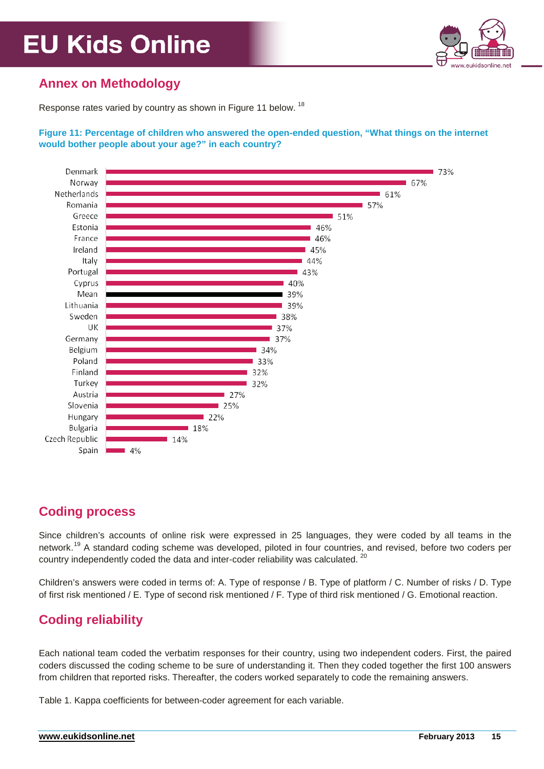## Annex on Methodology

Response rates varied by country as shown in Figure 11 below. [18]

**Figure 11: Percentage of children who answered the open-ended question, "What things on the internet would bother people about your age?" in each country?**

| Country | % |
|---|---|
| Denmark | 73% |
| Norway | 67% |
| Netherlands | 61% |
| Romania | 57% |
| Greece | 51% |
| Estonia | 46% |
| France | 46% |
| Ireland | 45% |
| Italy | 44% |
| Portugal | 43% |
| Cyprus | 40% |
| Mean | 39% |
| Lithuania | 39% |
| Sweden | 38% |
| UK | 37% |
| Germany | 37% |
| Belgium | 34% |
| Poland | 33% |
| Finland | 32% |
| Turkey | 32% |
| Austria | 27% |
| Slovenia | 25% |
| Hungary | 22% |
| Bulgaria | 18% |
| Czech Republic | 14% |
| Spain | 4% |

## Coding process

Since children's accounts of online risk were expressed in 25 languages, they were coded by all teams in the network.[19] A standard coding scheme was developed, piloted in four countries, and revised, before two coders per country independently coded the data and inter-coder reliability was calculated. [20]

Children's answers were coded in terms of: A. Type of response / B. Type of platform / C. Number of risks / D. Type of first risk mentioned / E. Type of second risk mentioned / F. Type of third risk mentioned / G. Emotional reaction.

## Coding reliability

Each national team coded the verbatim responses for their country, using two independent coders. First, the paired coders discussed the coding scheme to be sure of understanding it. Then they coded together the first 100 answers from children that reported risks. Thereafter, the coders worked separately to code the remaining answers.

Table 1. Kappa coefficients for between-coder agreement for each variable.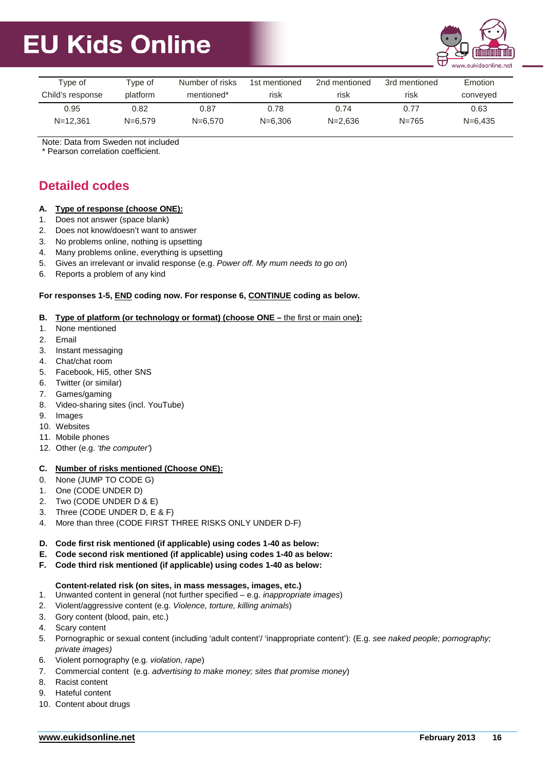| Type of Child's response | Type of platform | Number of risks mentioned* | 1st mentioned risk | 2nd mentioned risk | 3rd mentioned risk | Emotion conveyed |
|---|---|---|---|---|---|---|
| 0.95 | 0.82 | 0.87 | 0.78 | 0.74 | 0.77 | 0.63 |
| N=12,361 | N=6,579 | N=6,570 | N=6,306 | N=2,636 | N=765 | N=6,435 |

Note: Data from Sweden not included
* Pearson correlation coefficient.

## Detailed codes

**A. Type of response (choose ONE):**

1. Does not answer (space blank)
2. Does not know/doesn't want to answer
3. No problems online, nothing is upsetting
4. Many problems online, everything is upsetting
5. Gives an irrelevant or invalid response (e.g. *Power off. My mum needs to go on*)
6. Reports a problem of any kind

**For responses 1-5, END coding now. For response 6, CONTINUE coding as below.**

**B. Type of platform (or technology or format) (choose ONE –** the first or main one**):**

1. None mentioned
2. Email
3. Instant messaging
4. Chat/chat room
5. Facebook, Hi5, other SNS
6. Twitter (or similar)
7. Games/gaming
8. Video-sharing sites (incl. YouTube)
9. Images
10. Websites
11. Mobile phones
12. Other (e.g. *'the computer'*)

**C. Number of risks mentioned (Choose ONE):**

0. None (JUMP TO CODE G)
1. One (CODE UNDER D)
2. Two (CODE UNDER D & E)
3. Three (CODE UNDER D, E & F)
4. More than three (CODE FIRST THREE RISKS ONLY UNDER D-F)

**D. Code first risk mentioned (if applicable) using codes 1-40 as below:**
**E. Code second risk mentioned (if applicable) using codes 1-40 as below:**
**F. Code third risk mentioned (if applicable) using codes 1-40 as below:**

**Content-related risk (on sites, in mass messages, images, etc.)**

1. Unwanted content in general (not further specified – e.g. *inappropriate images*)
2. Violent/aggressive content (e.g. *Violence, torture, killing animals*)
3. Gory content (blood, pain, etc.)
4. Scary content
5. Pornographic or sexual content (including 'adult content'/ 'inappropriate content'): (E.g. *see naked people; pornography; private images)*
6. Violent pornography (e.g. *violation, rape*)
7. Commercial content (e.g. *advertising to make money; sites that promise money*)
8. Racist content
9. Hateful content
10. Content about drugs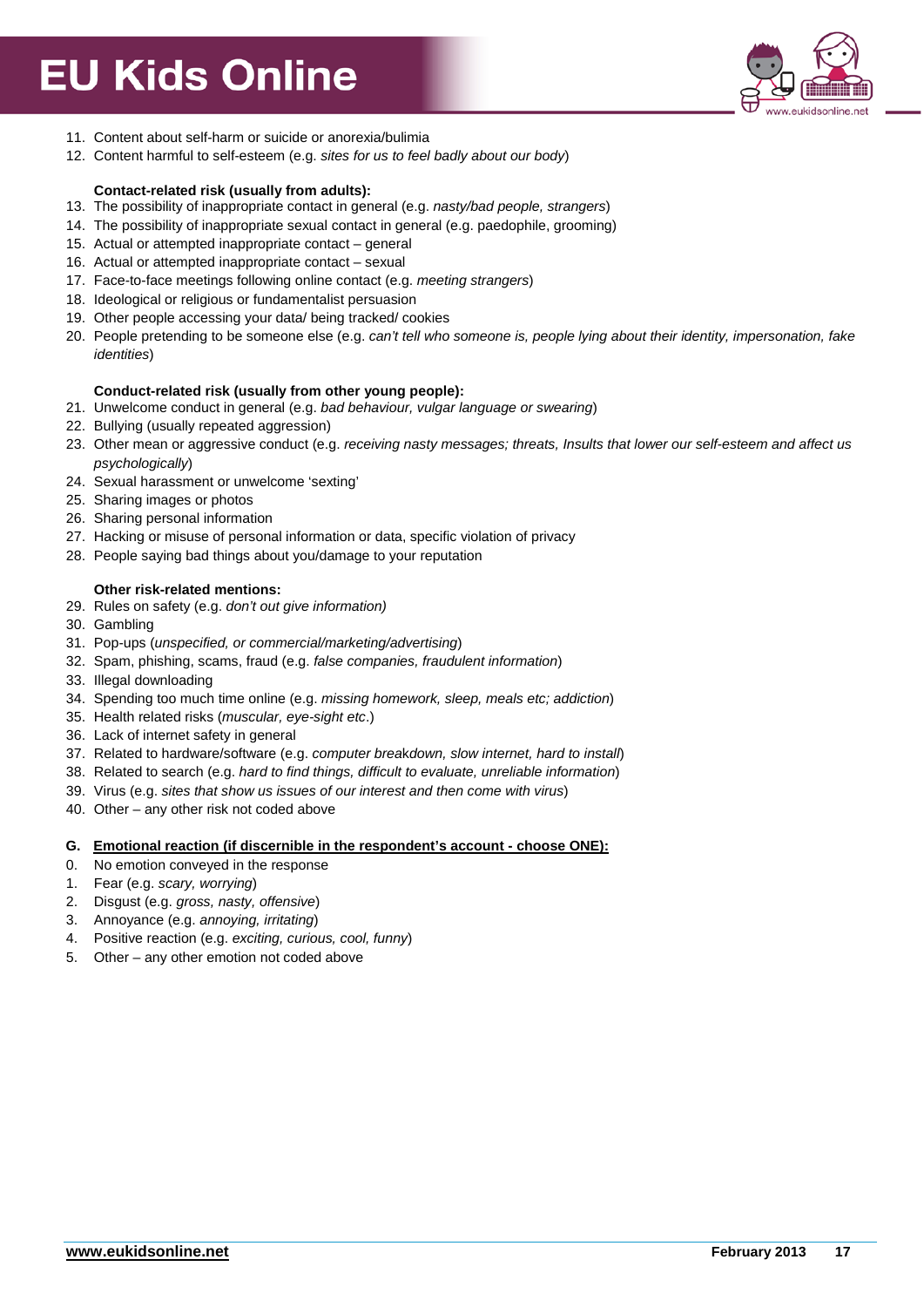11. Content about self-harm or suicide or anorexia/bulimia
12. Content harmful to self-esteem (e.g. *sites for us to feel badly about our body*)

**Contact-related risk (usually from adults):**

13. The possibility of inappropriate contact in general (e.g. *nasty/bad people, strangers*)
14. The possibility of inappropriate sexual contact in general (e.g. paedophile, grooming)
15. Actual or attempted inappropriate contact – general
16. Actual or attempted inappropriate contact – sexual
17. Face-to-face meetings following online contact (e.g. *meeting strangers*)
18. Ideological or religious or fundamentalist persuasion
19. Other people accessing your data/ being tracked/ cookies
20. People pretending to be someone else (e.g. *can't tell who someone is, people lying about their identity, impersonation, fake identities*)

**Conduct-related risk (usually from other young people):**

21. Unwelcome conduct in general (e.g. *bad behaviour, vulgar language or swearing*)
22. Bullying (usually repeated aggression)
23. Other mean or aggressive conduct (e.g. *receiving nasty messages; threats, Insults that lower our self-esteem and affect us psychologically*)
24. Sexual harassment or unwelcome 'sexting'
25. Sharing images or photos
26. Sharing personal information
27. Hacking or misuse of personal information or data, specific violation of privacy
28. People saying bad things about you/damage to your reputation

**Other risk-related mentions:**

29. Rules on safety (e.g. *don't out give information)*
30. Gambling
31. Pop-ups (*unspecified, or commercial/marketing/advertising*)
32. Spam, phishing, scams, fraud (e.g. *false companies, fraudulent information*)
33. Illegal downloading
34. Spending too much time online (e.g. *missing homework, sleep, meals etc; addiction*)
35. Health related risks (*muscular, eye-sight etc*.)
36. Lack of internet safety in general
37. Related to hardware/software (e.g. *computer breakdown, slow internet, hard to install*)
38. Related to search (e.g. *hard to find things, difficult to evaluate, unreliable information*)
39. Virus (e.g. *sites that show us issues of our interest and then come with virus*)
40. Other – any other risk not coded above

**G. <u>Emotional reaction (if discernible in the respondent's account - choose ONE):</u>**

0. No emotion conveyed in the response
1. Fear (e.g. *scary, worrying*)
2. Disgust (e.g. *gross, nasty, offensive*)
3. Annoyance (e.g. *annoying, irritating*)
4. Positive reaction (e.g. *exciting, curious, cool, funny*)
5. Other – any other emotion not coded above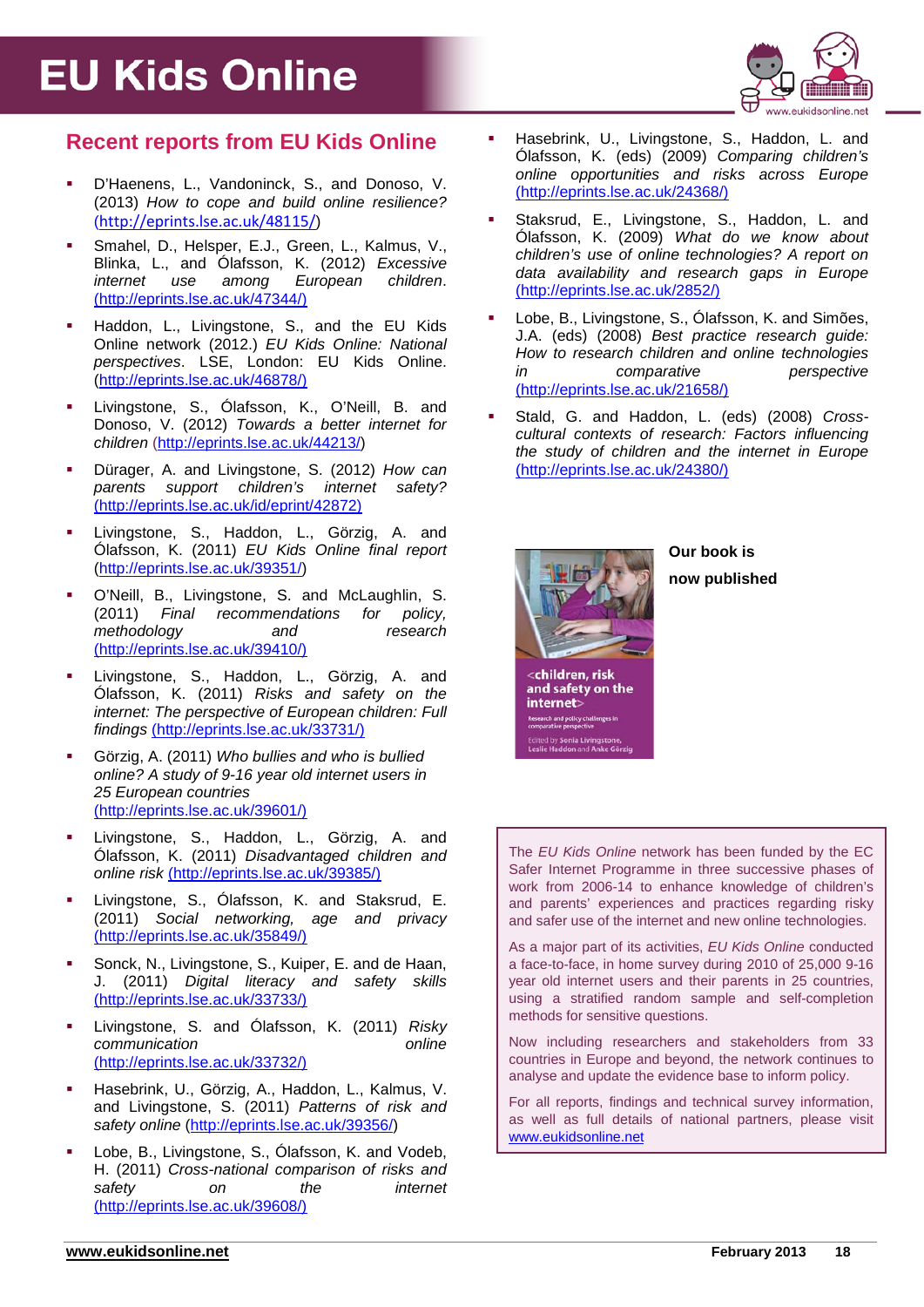## Recent reports from EU Kids Online

- D'Haenens, L., Vandoninck, S., and Donoso, V. (2013) *How to cope and build online resilience?* (http://eprints.lse.ac.uk/48115/)
- Smahel, D., Helsper, E.J., Green, L., Kalmus, V., Blinka, L., and Ólafsson, K. (2012) *Excessive internet use among European children*. (http://eprints.lse.ac.uk/47344/)
- Haddon, L., Livingstone, S., and the EU Kids Online network (2012.) *EU Kids Online: National perspectives*. LSE, London: EU Kids Online. (http://eprints.lse.ac.uk/46878/)
- Livingstone, S., Ólafsson, K., O'Neill, B. and Donoso, V. (2012) *Towards a better internet for children* (http://eprints.lse.ac.uk/44213/)
- Dürager, A. and Livingstone, S. (2012) *How can parents support children's internet safety?* (http://eprints.lse.ac.uk/id/eprint/42872)
- Livingstone, S., Haddon, L., Görzig, A. and Ólafsson, K. (2011) *EU Kids Online final report* (http://eprints.lse.ac.uk/39351/)
- O'Neill, B., Livingstone, S. and McLaughlin, S. (2011) *Final recommendations for policy, methodology and research* (http://eprints.lse.ac.uk/39410/)
- Livingstone, S., Haddon, L., Görzig, A. and Ólafsson, K. (2011) *Risks and safety on the internet: The perspective of European children: Full findings* (http://eprints.lse.ac.uk/33731/)
- Görzig, A. (2011) *Who bullies and who is bullied online? A study of 9-16 year old internet users in 25 European countries* (http://eprints.lse.ac.uk/39601/)
- Livingstone, S., Haddon, L., Görzig, A. and Ólafsson, K. (2011) *Disadvantaged children and online risk* (http://eprints.lse.ac.uk/39385/)
- Livingstone, S., Ólafsson, K. and Staksrud, E. (2011) *Social networking, age and privacy* (http://eprints.lse.ac.uk/35849/)
- Sonck, N., Livingstone, S., Kuiper, E. and de Haan, J. (2011) *Digital literacy and safety skills* (http://eprints.lse.ac.uk/33733/)
- Livingstone, S. and Ólafsson, K. (2011) *Risky communication online* (http://eprints.lse.ac.uk/33732/)
- Hasebrink, U., Görzig, A., Haddon, L., Kalmus, V. and Livingstone, S. (2011) *Patterns of risk and safety online* (http://eprints.lse.ac.uk/39356/)
- Lobe, B., Livingstone, S., Ólafsson, K. and Vodeb, H. (2011) *Cross-national comparison of risks and safety on the internet* (http://eprints.lse.ac.uk/39608/)
- Hasebrink, U., Livingstone, S., Haddon, L. and Ólafsson, K. (eds) (2009) *Comparing children's online opportunities and risks across Europe* (http://eprints.lse.ac.uk/24368/)
- Staksrud, E., Livingstone, S., Haddon, L. and Ólafsson, K. (2009) *What do we know about children's use of online technologies? A report on data availability and research gaps in Europe* (http://eprints.lse.ac.uk/2852/)
- Lobe, B., Livingstone, S., Ólafsson, K. and Simões, J.A. (eds) (2008) *Best practice research guide: How to research children and online technologies in comparative perspective* (http://eprints.lse.ac.uk/21658/)
- Stald, G. and Haddon, L. (eds) (2008) *Cross-cultural contexts of research: Factors influencing the study of children and the internet in Europe* (http://eprints.lse.ac.uk/24380/)

**Our book is now published**

<children, risk and safety on the internet>
Research and policy challenges in comparative perspective
Edited by Sonia Livingstone, Leslie Haddon and Anke Görzig

The *EU Kids Online* network has been funded by the EC Safer Internet Programme in three successive phases of work from 2006-14 to enhance knowledge of children's and parents' experiences and practices regarding risky and safer use of the internet and new online technologies.

As a major part of its activities, *EU Kids Online* conducted a face-to-face, in home survey during 2010 of 25,000 9-16 year old internet users and their parents in 25 countries, using a stratified random sample and self-completion methods for sensitive questions.

Now including researchers and stakeholders from 33 countries in Europe and beyond, the network continues to analyse and update the evidence base to inform policy.

For all reports, findings and technical survey information, as well as full details of national partners, please visit www.eukidsonline.net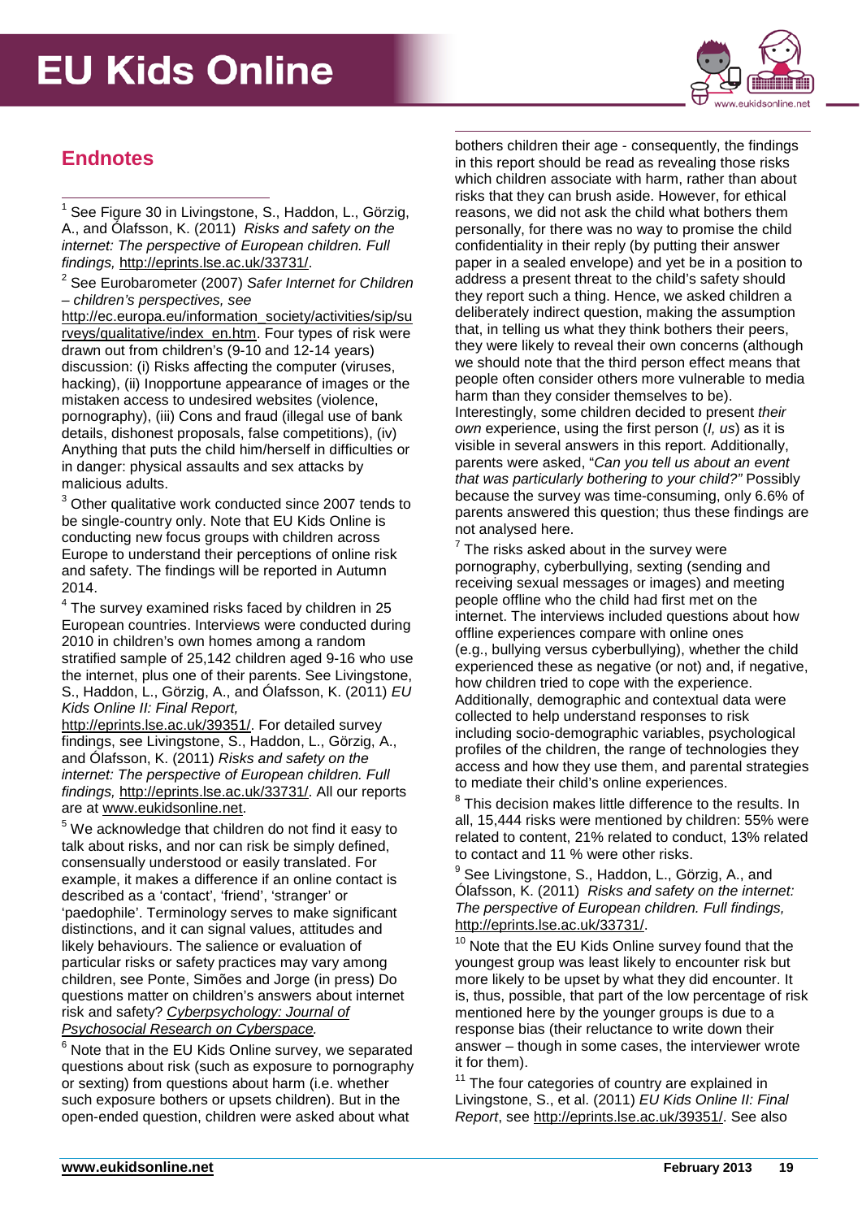## Endnotes

[1] See Figure 30 in Livingstone, S., Haddon, L., Görzig, A., and Ólafsson, K. (2011) *Risks and safety on the internet: The perspective of European children. Full findings,* http://eprints.lse.ac.uk/33731/.

[2] See Eurobarometer (2007) *Safer Internet for Children – children's perspectives, see* http://ec.europa.eu/information_society/activities/sip/surveys/qualitative/index_en.htm. Four types of risk were drawn out from children's (9-10 and 12-14 years) discussion: (i) Risks affecting the computer (viruses, hacking), (ii) Inopportune appearance of images or the mistaken access to undesired websites (violence, pornography), (iii) Cons and fraud (illegal use of bank details, dishonest proposals, false competitions), (iv) Anything that puts the child him/herself in difficulties or in danger: physical assaults and sex attacks by malicious adults.

[3] Other qualitative work conducted since 2007 tends to be single-country only. Note that EU Kids Online is conducting new focus groups with children across Europe to understand their perceptions of online risk and safety. The findings will be reported in Autumn 2014.

[4] The survey examined risks faced by children in 25 European countries. Interviews were conducted during 2010 in children's own homes among a random stratified sample of 25,142 children aged 9-16 who use the internet, plus one of their parents. See Livingstone, S., Haddon, L., Görzig, A., and Ólafsson, K. (2011) *EU Kids Online II: Final Report,* http://eprints.lse.ac.uk/39351/. For detailed survey findings, see Livingstone, S., Haddon, L., Görzig, A., and Ólafsson, K. (2011) *Risks and safety on the internet: The perspective of European children. Full findings,* http://eprints.lse.ac.uk/33731/. All our reports are at www.eukidsonline.net.

[5] We acknowledge that children do not find it easy to talk about risks, and nor can risk be simply defined, consensually understood or easily translated. For example, it makes a difference if an online contact is described as a 'contact', 'friend', 'stranger' or 'paedophile'. Terminology serves to make significant distinctions, and it can signal values, attitudes and likely behaviours. The salience or evaluation of particular risks or safety practices may vary among children, see Ponte, Simões and Jorge (in press) Do questions matter on children's answers about internet risk and safety? *Cyberpsychology: Journal of Psychosocial Research on Cyberspace.*

[6] Note that in the EU Kids Online survey, we separated questions about risk (such as exposure to pornography or sexting) from questions about harm (i.e. whether such exposure bothers or upsets children). But in the open-ended question, children were asked about what bothers children their age - consequently, the findings in this report should be read as revealing those risks which children associate with harm, rather than about risks that they can brush aside. However, for ethical reasons, we did not ask the child what bothers them personally, for there was no way to promise the child confidentiality in their reply (by putting their answer paper in a sealed envelope) and yet be in a position to address a present threat to the child's safety should they report such a thing. Hence, we asked children a deliberately indirect question, making the assumption that, in telling us what they think bothers their peers, they were likely to reveal their own concerns (although we should note that the third person effect means that people often consider others more vulnerable to media harm than they consider themselves to be). Interestingly, some children decided to present *their own* experience, using the first person (*I, us*) as it is visible in several answers in this report. Additionally, parents were asked, "*Can you tell us about an event that was particularly bothering to your child?"* Possibly because the survey was time-consuming, only 6.6% of parents answered this question; thus these findings are not analysed here.

[7] The risks asked about in the survey were pornography, cyberbullying, sexting (sending and receiving sexual messages or images) and meeting people offline who the child had first met on the internet. The interviews included questions about how offline experiences compare with online ones (e.g., bullying versus cyberbullying), whether the child experienced these as negative (or not) and, if negative, how children tried to cope with the experience. Additionally, demographic and contextual data were collected to help understand responses to risk including socio-demographic variables, psychological profiles of the children, the range of technologies they access and how they use them, and parental strategies to mediate their child's online experiences.

[8] This decision makes little difference to the results. In all, 15,444 risks were mentioned by children: 55% were related to content, 21% related to conduct, 13% related to contact and 11 % were other risks.

[9] See Livingstone, S., Haddon, L., Görzig, A., and Ólafsson, K. (2011) *Risks and safety on the internet: The perspective of European children. Full findings,* http://eprints.lse.ac.uk/33731/.

[10] Note that the EU Kids Online survey found that the youngest group was least likely to encounter risk but more likely to be upset by what they did encounter. It is, thus, possible, that part of the low percentage of risk mentioned here by the younger groups is due to a response bias (their reluctance to write down their answer – though in some cases, the interviewer wrote it for them).

[11] The four categories of country are explained in Livingstone, S., et al. (2011) *EU Kids Online II: Final Report*, see http://eprints.lse.ac.uk/39351/. See also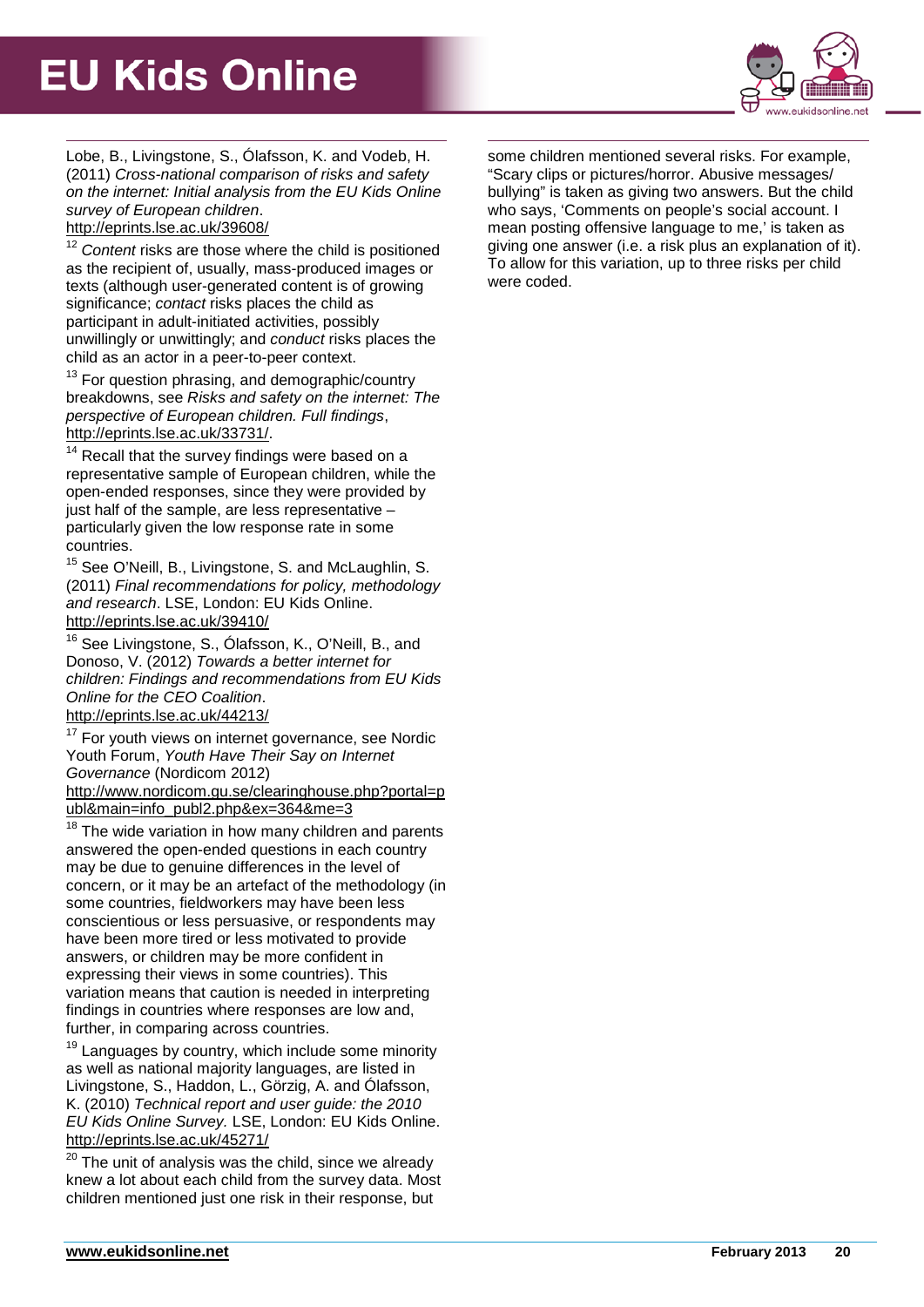Lobe, B., Livingstone, S., Ólafsson, K. and Vodeb, H. (2011) *Cross-national comparison of risks and safety on the internet: Initial analysis from the EU Kids Online survey of European children*. http://eprints.lse.ac.uk/39608/

[12] *Content* risks are those where the child is positioned as the recipient of, usually, mass-produced images or texts (although user-generated content is of growing significance; *contact* risks places the child as participant in adult-initiated activities, possibly unwillingly or unwittingly; and *conduct* risks places the child as an actor in a peer-to-peer context.

[13] For question phrasing, and demographic/country breakdowns, see *Risks and safety on the internet: The perspective of European children. Full findings*, http://eprints.lse.ac.uk/33731/.

[14] Recall that the survey findings were based on a representative sample of European children, while the open-ended responses, since they were provided by just half of the sample, are less representative – particularly given the low response rate in some countries.

[15] See O'Neill, B., Livingstone, S. and McLaughlin, S. (2011) *Final recommendations for policy, methodology and research*. LSE, London: EU Kids Online. http://eprints.lse.ac.uk/39410/

[16] See Livingstone, S., Ólafsson, K., O'Neill, B., and Donoso, V. (2012) *Towards a better internet for children: Findings and recommendations from EU Kids Online for the CEO Coalition*. http://eprints.lse.ac.uk/44213/

[17] For youth views on internet governance, see Nordic Youth Forum, *Youth Have Their Say on Internet Governance* (Nordicom 2012) http://www.nordicom.gu.se/clearinghouse.php?portal=publ&main=info_publ2.php&ex=364&me=3

[18] The wide variation in how many children and parents answered the open-ended questions in each country may be due to genuine differences in the level of concern, or it may be an artefact of the methodology (in some countries, fieldworkers may have been less conscientious or less persuasive, or respondents may have been more tired or less motivated to provide answers, or children may be more confident in expressing their views in some countries). This variation means that caution is needed in interpreting findings in countries where responses are low and, further, in comparing across countries.

[19] Languages by country, which include some minority as well as national majority languages, are listed in Livingstone, S., Haddon, L., Görzig, A. and Ólafsson, K. (2010) *Technical report and user guide: the 2010 EU Kids Online Survey.* LSE, London: EU Kids Online. http://eprints.lse.ac.uk/45271/

[20] The unit of analysis was the child, since we already knew a lot about each child from the survey data. Most children mentioned just one risk in their response, but some children mentioned several risks. For example, "Scary clips or pictures/horror. Abusive messages/ bullying" is taken as giving two answers. But the child who says, 'Comments on people's social account. I mean posting offensive language to me,' is taken as giving one answer (i.e. a risk plus an explanation of it). To allow for this variation, up to three risks per child were coded.